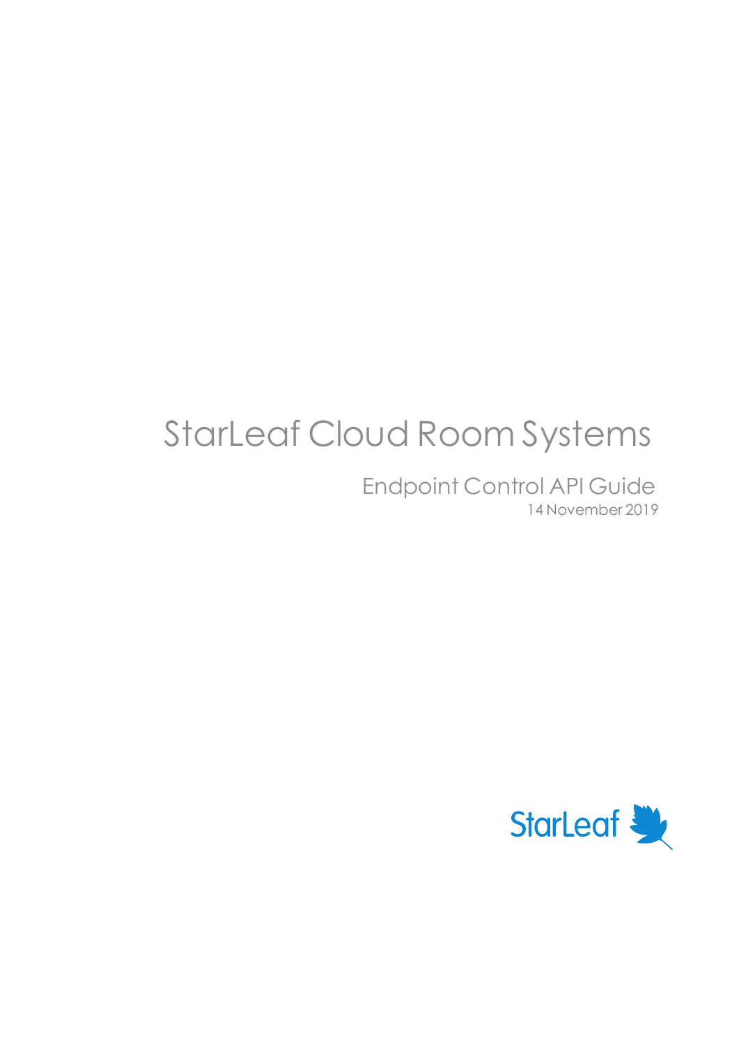# StarLeaf Cloud Room Systems

## Endpoint Control API Guide

14 November 2019

StarLeaf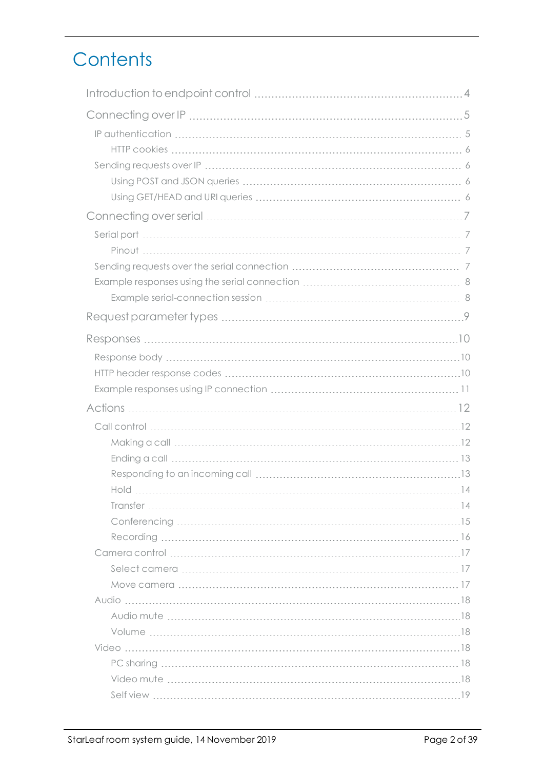# Contents

- Introduction to endpoint control 4
- Connecting over IP 5
  - IP authentication 5
    - HTTP cookies 6
  - Sending requests over IP 6
    - Using POST and JSON queries 6
    - Using GET/HEAD and URI queries 6
- Connecting over serial 7
  - Serial port 7
    - Pinout 7
  - Sending requests over the serial connection 7
  - Example responses using the serial connection 8
    - Example serial-connection session 8
- Request parameter types 9
- Responses 10
  - Response body 10
  - HTTP header response codes 10
  - Example responses using IP connection 11
- Actions 12
  - Call control 12
    - Making a call 12
    - Ending a call 13
    - Responding to an incoming call 13
    - Hold 14
    - Transfer 14
    - Conferencing 15
    - Recording 16
  - Camera control 17
    - Select camera 17
    - Move camera 17
  - Audio 18
    - Audio mute 18
    - Volume 18
  - Video 18
    - PC sharing 18
    - Video mute 18
    - Self view 19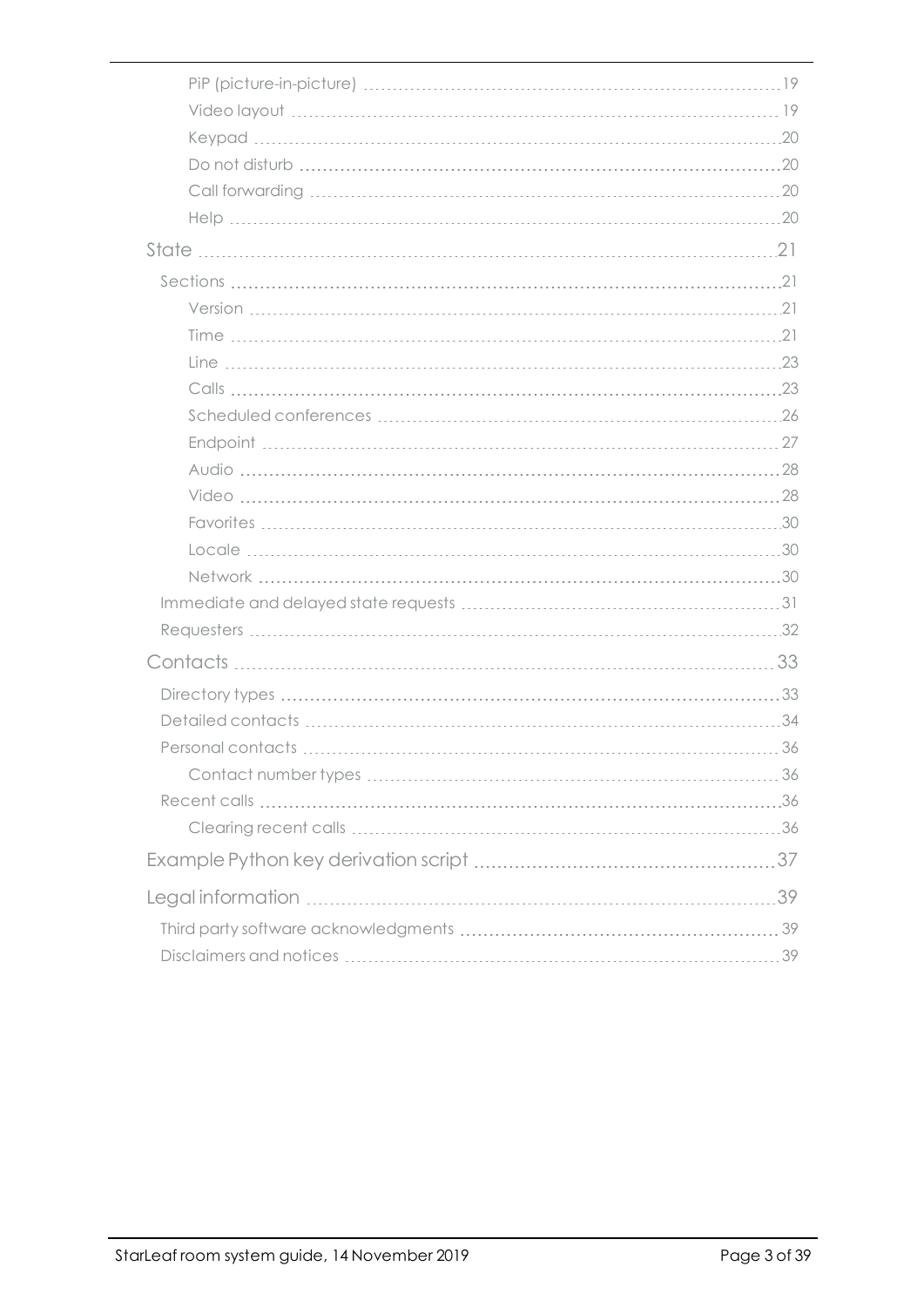- PiP (picture-in-picture) ... 19
- Video layout ... 19
- Keypad ... 20
- Do not disturb ... 20
- Call forwarding ... 20
- Help ... 20

State ... 21

- Sections ... 21
  - Version ... 21
  - Time ... 21
  - Line ... 23
  - Calls ... 23
  - Scheduled conferences ... 26
  - Endpoint ... 27
  - Audio ... 28
  - Video ... 28
  - Favorites ... 30
  - Locale ... 30
  - Network ... 30
- Immediate and delayed state requests ... 31
- Requesters ... 32

Contacts ... 33

- Directory types ... 33
- Detailed contacts ... 34
- Personal contacts ... 36
  - Contact number types ... 36
- Recent calls ... 36
  - Clearing recent calls ... 36

Example Python key derivation script ... 37

Legal information ... 39

- Third party software acknowledgments ... 39
- Disclaimers and notices ... 39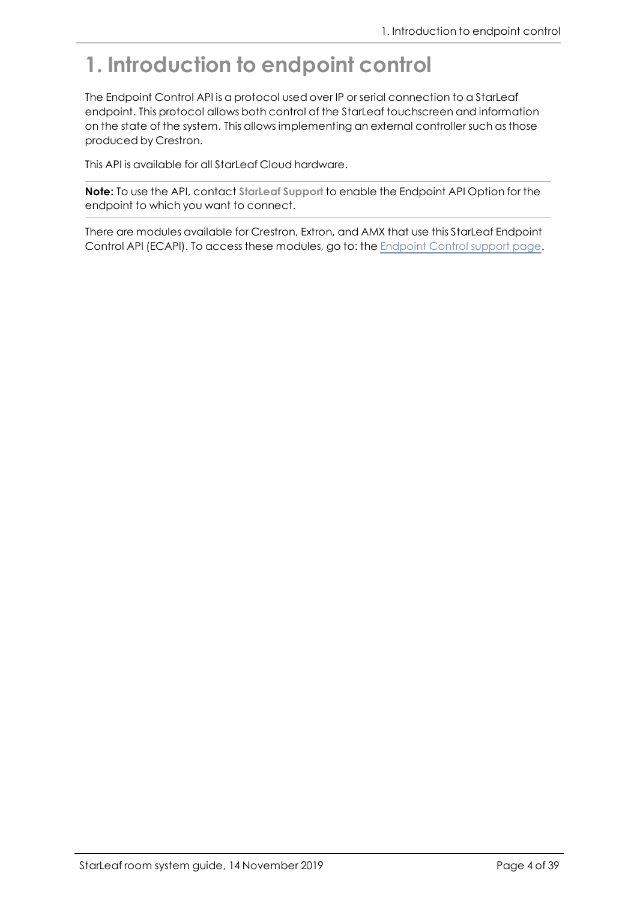# 1. Introduction to endpoint control

The Endpoint Control API is a protocol used over IP or serial connection to a StarLeaf endpoint. This protocol allows both control of the StarLeaf touchscreen and information on the state of the system. This allows implementing an external controller such as those produced by Crestron.

This API is available for all StarLeaf Cloud hardware.

**Note:** To use the API, contact **StarLeaf Support** to enable the Endpoint API Option for the endpoint to which you want to connect.

There are modules available for Crestron, Extron, and AMX that use this StarLeaf Endpoint Control API (ECAPI). To access these modules, go to: the Endpoint Control support page.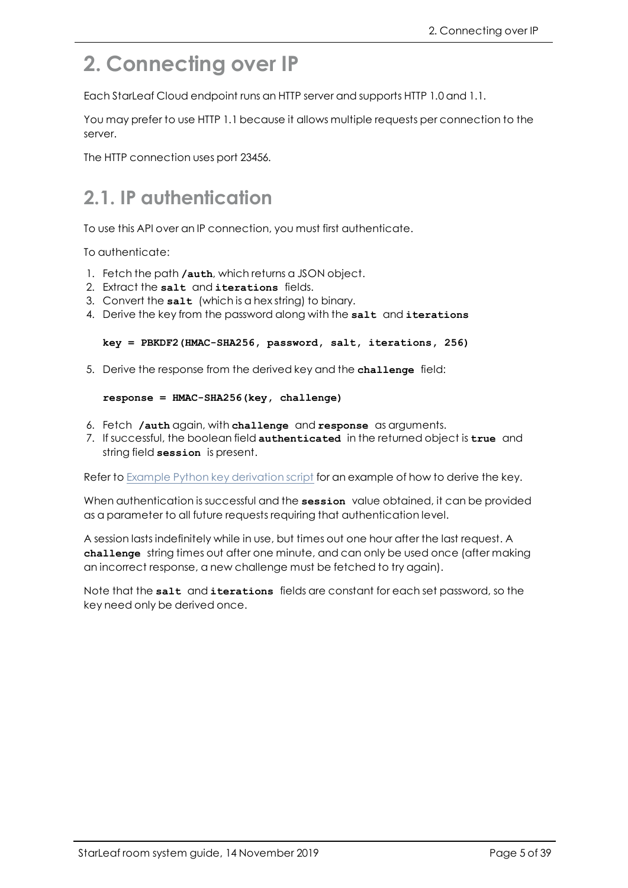# 2. Connecting over IP

Each StarLeaf Cloud endpoint runs an HTTP server and supports HTTP 1.0 and 1.1.

You may prefer to use HTTP 1.1 because it allows multiple requests per connection to the server.

The HTTP connection uses port 23456.

## 2.1. IP authentication

To use this API over an IP connection, you must first authenticate.

To authenticate:

1. Fetch the path **`/auth`**, which returns a JSON object.
2. Extract the **`salt`** and **`iterations`** fields.
3. Convert the **`salt`** (which is a hex string) to binary.
4. Derive the key from the password along with the **`salt`** and **`iterations`**

   ```
   key = PBKDF2(HMAC-SHA256, password, salt, iterations, 256)
   ```

5. Derive the response from the derived key and the **`challenge`** field:

   ```
   response = HMAC-SHA256(key, challenge)
   ```

6. Fetch **`/auth`** again, with **`challenge`** and **`response`** as arguments.
7. If successful, the boolean field **`authenticated`** in the returned object is **`true`** and string field **`session`** is present.

Refer to Example Python key derivation script for an example of how to derive the key.

When authentication is successful and the **`session`** value obtained, it can be provided as a parameter to all future requests requiring that authentication level.

A session lasts indefinitely while in use, but times out one hour after the last request. A **`challenge`** string times out after one minute, and can only be used once (after making an incorrect response, a new challenge must be fetched to try again).

Note that the **`salt`** and **`iterations`** fields are constant for each set password, so the key need only be derived once.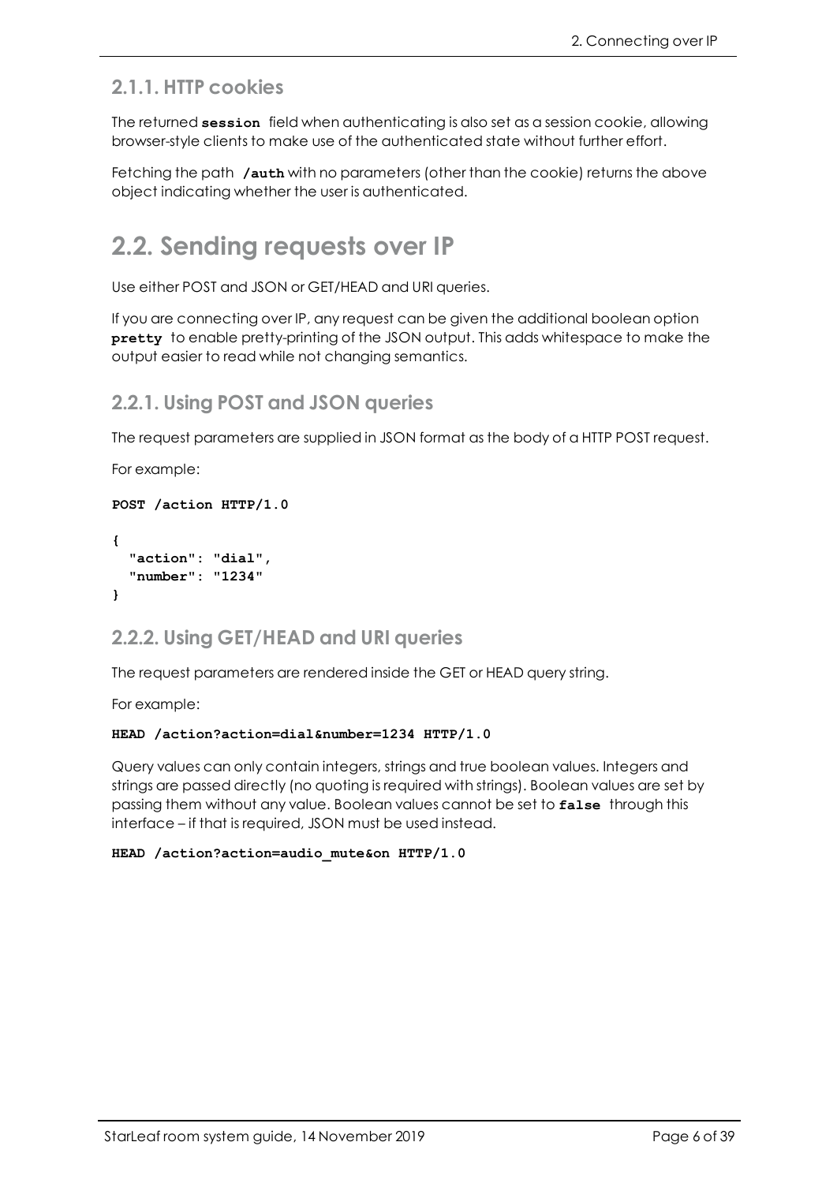### 2.1.1. HTTP cookies

The returned **session** field when authenticating is also set as a session cookie, allowing browser-style clients to make use of the authenticated state without further effort.

Fetching the path **/auth** with no parameters (other than the cookie) returns the above object indicating whether the user is authenticated.

## 2.2. Sending requests over IP

Use either POST and JSON or GET/HEAD and URI queries.

If you are connecting over IP, any request can be given the additional boolean option **pretty** to enable pretty-printing of the JSON output. This adds whitespace to make the output easier to read while not changing semantics.

### 2.2.1. Using POST and JSON queries

The request parameters are supplied in JSON format as the body of a HTTP POST request.

For example:

```
POST /action HTTP/1.0

{
  "action": "dial",
  "number": "1234"
}
```

### 2.2.2. Using GET/HEAD and URI queries

The request parameters are rendered inside the GET or HEAD query string.

For example:

```
HEAD /action?action=dial&number=1234 HTTP/1.0
```

Query values can only contain integers, strings and true boolean values. Integers and strings are passed directly (no quoting is required with strings). Boolean values are set by passing them without any value. Boolean values cannot be set to **false** through this interface – if that is required, JSON must be used instead.

```
HEAD /action?action=audio_mute&on HTTP/1.0
```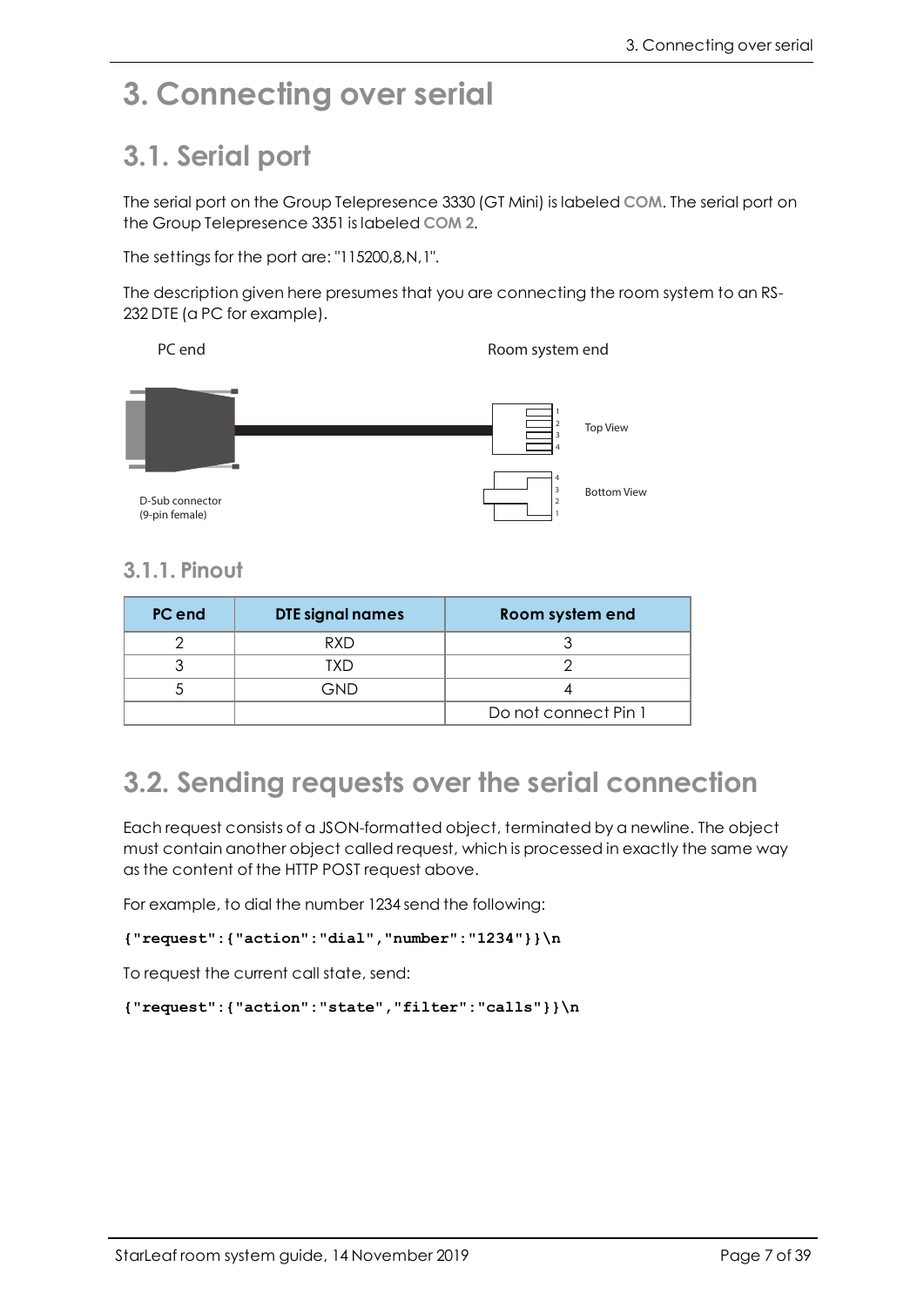# 3. Connecting over serial

## 3.1. Serial port

The serial port on the Group Telepresence 3330 (GT Mini) is labeled **COM**. The serial port on the Group Telepresence 3351 is labeled **COM 2**.

The settings for the port are: "115200,8,N,1".

The description given here presumes that you are connecting the room system to an RS-232 DTE (a PC for example).

PC end

Room system end

Top View

Bottom View

D-Sub connector
(9-pin female)

### 3.1.1. Pinout

| PC end | DTE signal names | Room system end |
|---|---|---|
| 2 | RXD | 3 |
| 3 | TXD | 2 |
| 5 | GND | 4 |
| | | Do not connect Pin 1 |

## 3.2. Sending requests over the serial connection

Each request consists of a JSON-formatted object, terminated by a newline. The object must contain another object called request, which is processed in exactly the same way as the content of the HTTP POST request above.

For example, to dial the number 1234 send the following:

```
{"request":{"action":"dial","number":"1234"}}\n
```

To request the current call state, send:

```
{"request":{"action":"state","filter":"calls"}}\n
```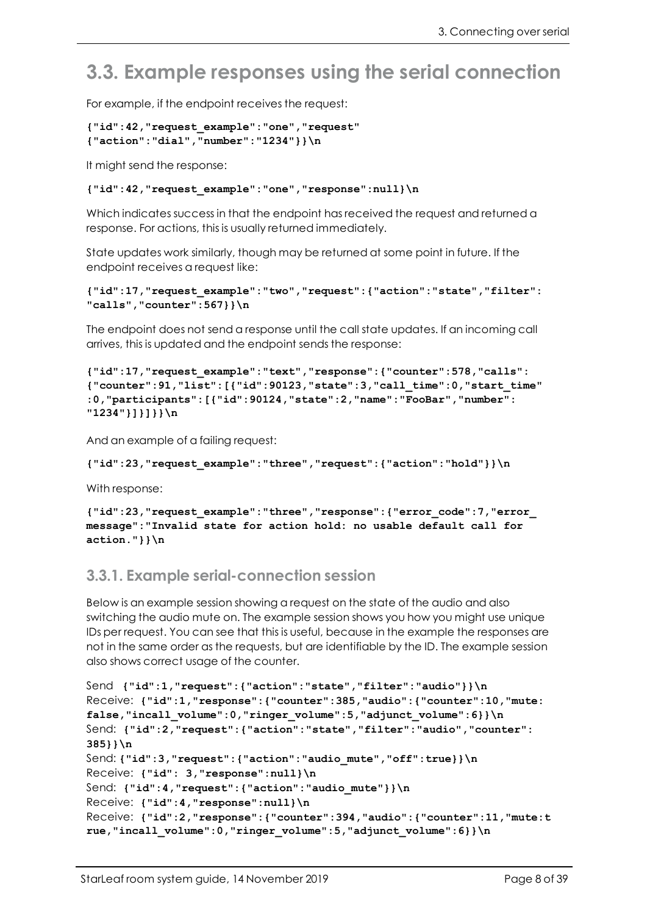## 3.3. Example responses using the serial connection

For example, if the endpoint receives the request:

```
{"id":42,"request_example":"one","request"
{"action":"dial","number":"1234"}}\n
```

It might send the response:

```
{"id":42,"request_example":"one","response":null}\n
```

Which indicates success in that the endpoint has received the request and returned a response. For actions, this is usually returned immediately.

State updates work similarly, though may be returned at some point in future. If the endpoint receives a request like:

```
{"id":17,"request_example":"two","request":{"action":"state","filter":
"calls","counter":567}}\n
```

The endpoint does not send a response until the call state updates. If an incoming call arrives, this is updated and the endpoint sends the response:

```
{"id":17,"request_example":"text","response":{"counter":578,"calls":
{"counter":91,"list":[{"id":90123,"state":3,"call_time":0,"start_time"
:0,"participants":[{"id":90124,"state":2,"name":"FooBar","number":
"1234"}]}]}}}\n
```

And an example of a failing request:

```
{"id":23,"request_example":"three","request":{"action":"hold"}}\n
```

With response:

```
{"id":23,"request_example":"three","response":{"error_code":7,"error_
message":"Invalid state for action hold: no usable default call for
action."}}\n
```

### 3.3.1. Example serial-connection session

Below is an example session showing a request on the state of the audio and also switching the audio mute on. The example session shows you how you might use unique IDs per request. You can see that this is useful, because in the example the responses are not in the same order as the requests, but are identifiable by the ID. The example session also shows correct usage of the counter.

```
Send {"id":1,"request":{"action":"state","filter":"audio"}}\n
Receive: {"id":1,"response":{"counter":385,"audio":{"counter":10,"mute:
false,"incall_volume":0,"ringer_volume":5,"adjunct_volume":6}}\n
Send: {"id":2,"request":{"action":"state","filter":"audio","counter":
385}}\n
Send: {"id":3,"request":{"action":"audio_mute","off":true}}\n
Receive: {"id": 3,"response":null}\n
Send: {"id":4,"request":{"action":"audio_mute"}}\n
Receive: {"id":4,"response":null}\n
Receive: {"id":2,"response":{"counter":394,"audio":{"counter":11,"mute:t
rue,"incall_volume":0,"ringer_volume":5,"adjunct_volume":6}}\n
```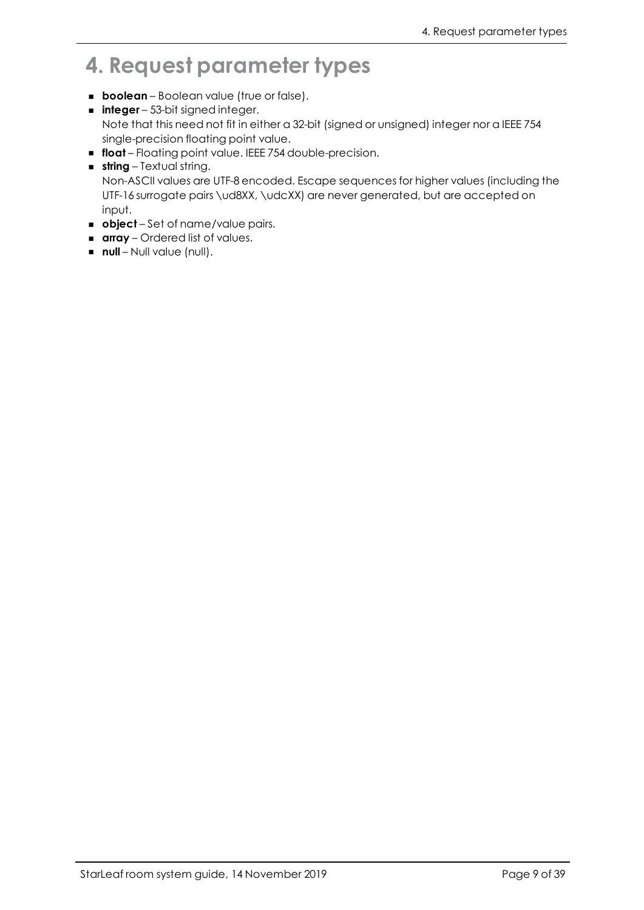# 4. Request parameter types

- **boolean** – Boolean value (true or false).
- **integer** – 53-bit signed integer.
  Note that this need not fit in either a 32-bit (signed or unsigned) integer nor a IEEE 754 single-precision floating point value.
- **float** – Floating point value. IEEE 754 double-precision.
- **string** – Textual string.
  Non-ASCII values are UTF-8 encoded. Escape sequences for higher values (including the UTF-16 surrogate pairs \ud8XX, \udcXX) are never generated, but are accepted on input.
- **object** – Set of name/value pairs.
- **array** – Ordered list of values.
- **null** – Null value (null).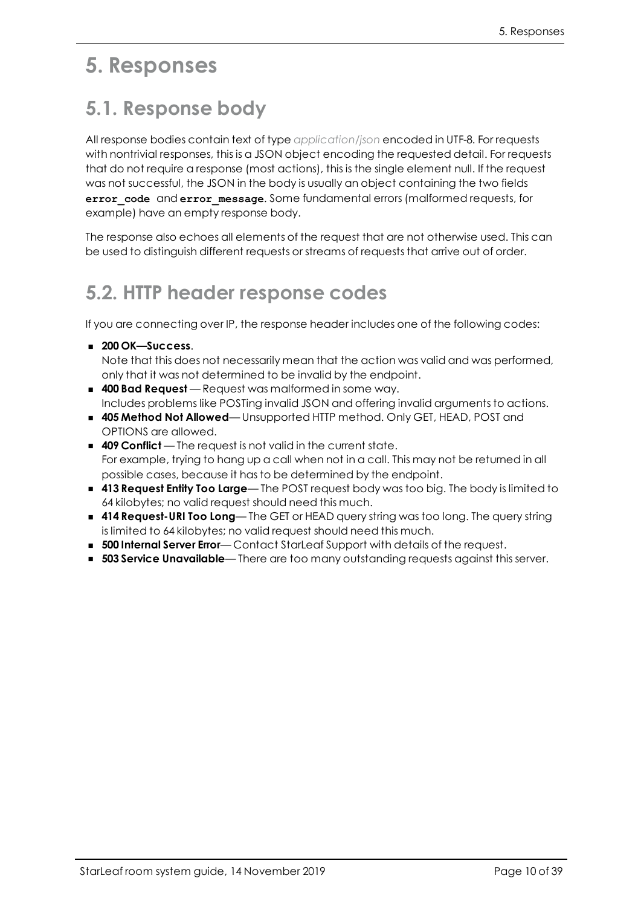# 5. Responses

## 5.1. Response body

All response bodies contain text of type *application/json* encoded in UTF-8. For requests with nontrivial responses, this is a JSON object encoding the requested detail. For requests that do not require a response (most actions), this is the single element null. If the request was not successful, the JSON in the body is usually an object containing the two fields **`error_code`** and **`error_message`**. Some fundamental errors (malformed requests, for example) have an empty response body.

The response also echoes all elements of the request that are not otherwise used. This can be used to distinguish different requests or streams of requests that arrive out of order.

## 5.2. HTTP header response codes

If you are connecting over IP, the response header includes one of the following codes:

- **200 OK—Success**.
  Note that this does not necessarily mean that the action was valid and was performed, only that it was not determined to be invalid by the endpoint.
- **400 Bad Request** — Request was malformed in some way.
  Includes problems like POSTing invalid JSON and offering invalid arguments to actions.
- **405 Method Not Allowed**— Unsupported HTTP method. Only GET, HEAD, POST and OPTIONS are allowed.
- **409 Conflict** — The request is not valid in the current state.
  For example, trying to hang up a call when not in a call. This may not be returned in all possible cases, because it has to be determined by the endpoint.
- **413 Request Entity Too Large**— The POST request body was too big. The body is limited to 64 kilobytes; no valid request should need this much.
- **414 Request-URI Too Long**— The GET or HEAD query string was too long. The query string is limited to 64 kilobytes; no valid request should need this much.
- **500 Internal Server Error**— Contact StarLeaf Support with details of the request.
- **503 Service Unavailable**— There are too many outstanding requests against this server.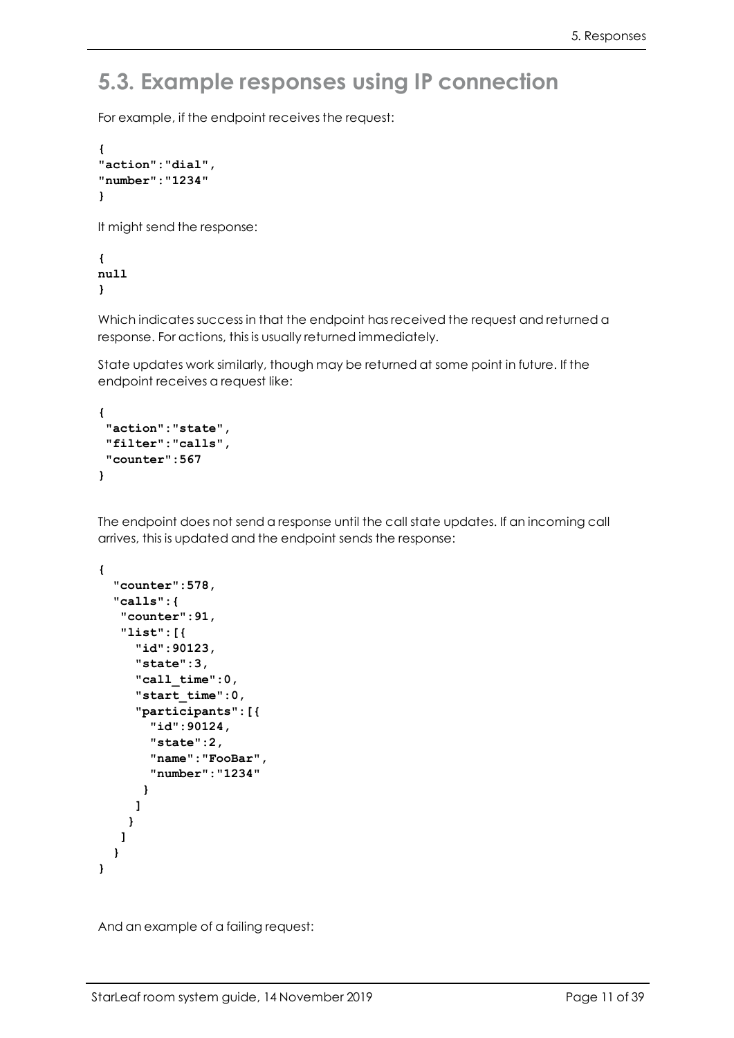## 5.3. Example responses using IP connection

For example, if the endpoint receives the request:

```
{
"action":"dial",
"number":"1234"
}
```

It might send the response:

```
{
null
}
```

Which indicates success in that the endpoint has received the request and returned a response. For actions, this is usually returned immediately.

State updates work similarly, though may be returned at some point in future. If the endpoint receives a request like:

```
{
 "action":"state",
 "filter":"calls",
 "counter":567
}
```

The endpoint does not send a response until the call state updates. If an incoming call arrives, this is updated and the endpoint sends the response:

```
{
  "counter":578,
  "calls":{
   "counter":91,
   "list":[{
     "id":90123,
     "state":3,
     "call_time":0,
     "start_time":0,
     "participants":[{
       "id":90124,
       "state":2,
       "name":"FooBar",
       "number":"1234"
      }
     ]
    }
   ]
  }
}
```

And an example of a failing request: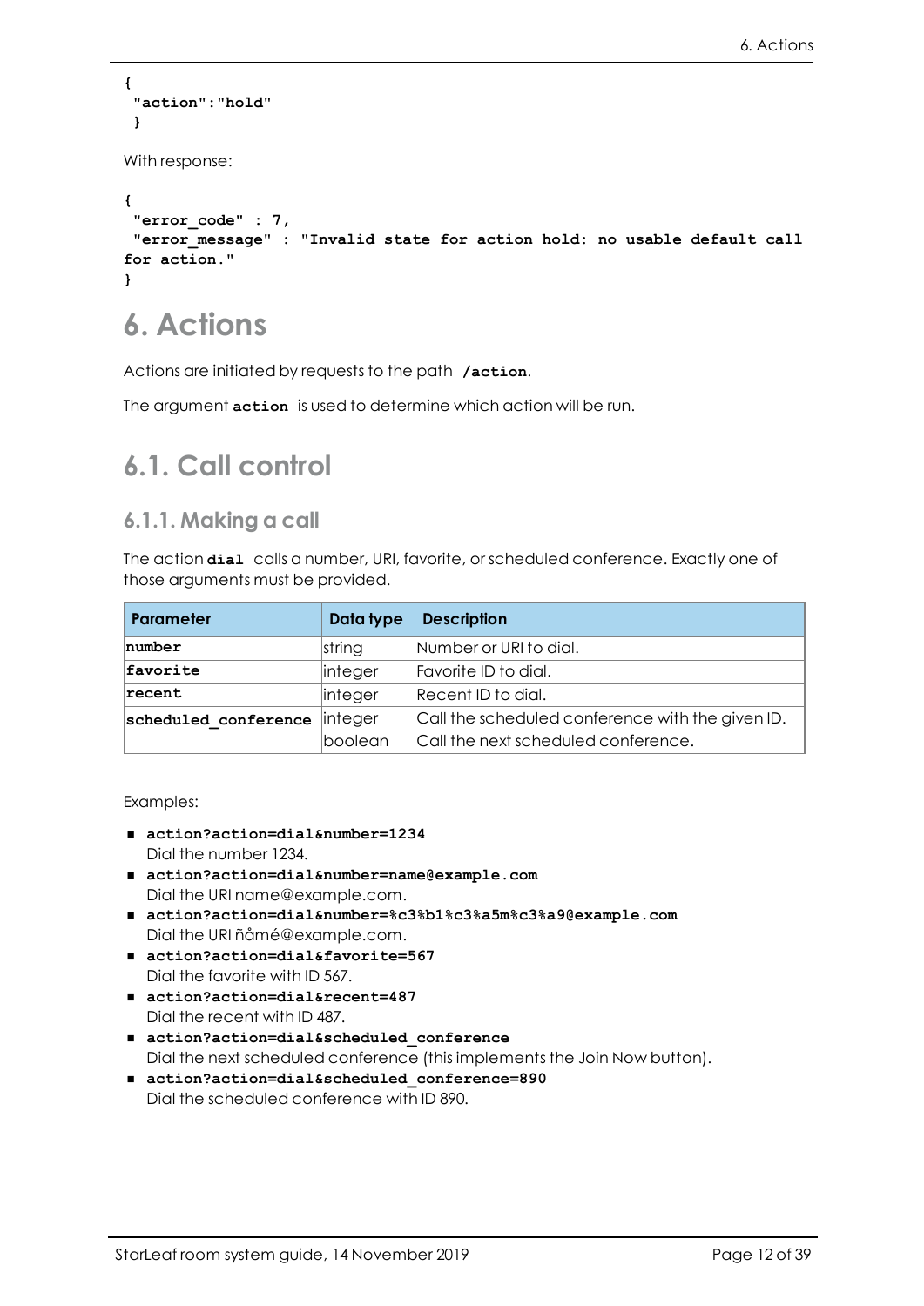```
{
 "action":"hold"
 }
```

With response:

```
{
 "error_code" : 7,
 "error_message" : "Invalid state for action hold: no usable default call
for action."
}
```

# 6. Actions

Actions are initiated by requests to the path **`/action`**.

The argument **`action`** is used to determine which action will be run.

## 6.1. Call control

### 6.1.1. Making a call

The action **`dial`** calls a number, URI, favorite, or scheduled conference. Exactly one of those arguments must be provided.

| Parameter | Data type | Description |
| --- | --- | --- |
| `number` | string | Number or URI to dial. |
| `favorite` | integer | Favorite ID to dial. |
| `recent` | integer | Recent ID to dial. |
| `scheduled_conference` | integer | Call the scheduled conference with the given ID. |
| | boolean | Call the next scheduled conference. |

Examples:

- **`action?action=dial&number=1234`**
  Dial the number 1234.
- **`action?action=dial&number=name@example.com`**
  Dial the URI name@example.com.
- **`action?action=dial&number=%c3%b1%c3%a5m%c3%a9@example.com`**
  Dial the URI ñåmé@example.com.
- **`action?action=dial&favorite=567`**
  Dial the favorite with ID 567.
- **`action?action=dial&recent=487`**
  Dial the recent with ID 487.
- **`action?action=dial&scheduled_conference`**
  Dial the next scheduled conference (this implements the Join Now button).
- **`action?action=dial&scheduled_conference=890`**
  Dial the scheduled conference with ID 890.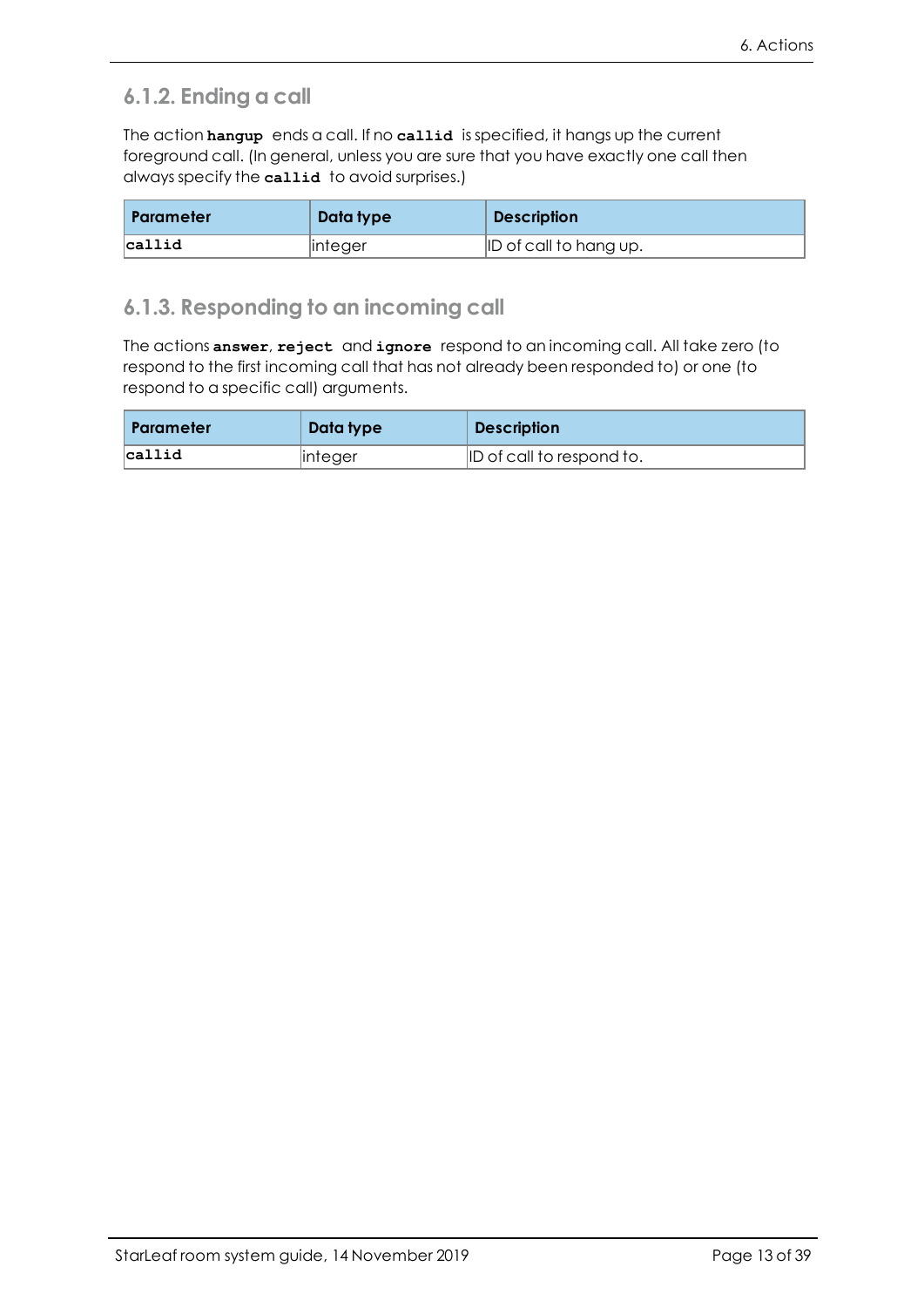### 6.1.2. Ending a call

The action **`hangup`** ends a call. If no **`callid`** is specified, it hangs up the current foreground call. (In general, unless you are sure that you have exactly one call then always specify the **`callid`** to avoid surprises.)

| Parameter | Data type | Description |
|---|---|---|
| `callid` | integer | ID of call to hang up. |

### 6.1.3. Responding to an incoming call

The actions **`answer`**, **`reject`** and **`ignore`** respond to an incoming call. All take zero (to respond to the first incoming call that has not already been responded to) or one (to respond to a specific call) arguments.

| Parameter | Data type | Description |
|---|---|---|
| `callid` | integer | ID of call to respond to. |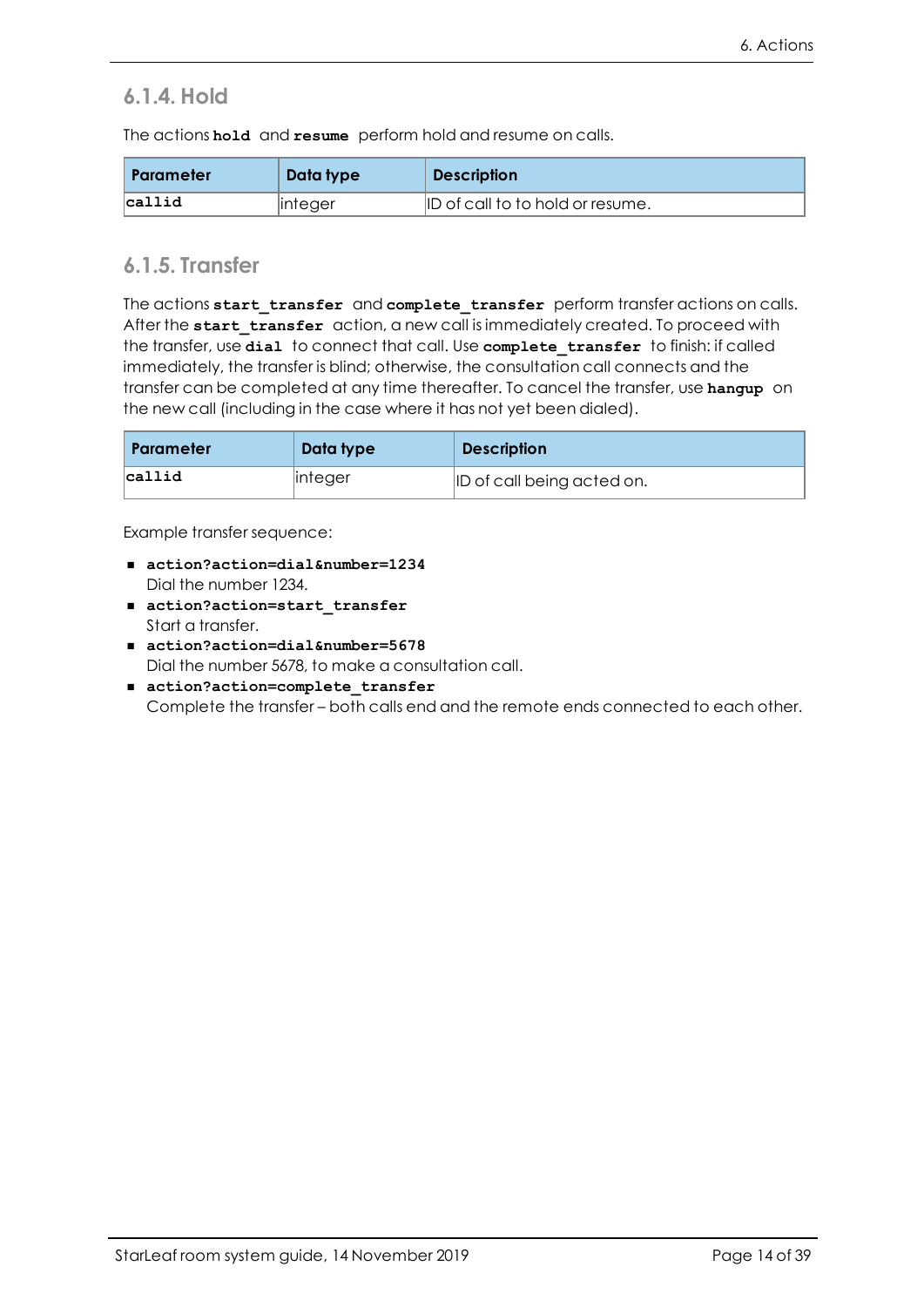### 6.1.4. Hold

The actions **`hold`** and **`resume`** perform hold and resume on calls.

| Parameter | Data type | Description |
|---|---|---|
| `callid` | integer | ID of call to to hold or resume. |

### 6.1.5. Transfer

The actions **`start_transfer`** and **`complete_transfer`** perform transfer actions on calls. After the **`start_transfer`** action, a new call is immediately created. To proceed with the transfer, use **`dial`** to connect that call. Use **`complete_transfer`** to finish: if called immediately, the transfer is blind; otherwise, the consultation call connects and the transfer can be completed at any time thereafter. To cancel the transfer, use **`hangup`** on the new call (including in the case where it has not yet been dialed).

| Parameter | Data type | Description |
|---|---|---|
| `callid` | integer | ID of call being acted on. |

Example transfer sequence:

- **`action?action=dial&number=1234`**
  Dial the number 1234.
- **`action?action=start_transfer`**
  Start a transfer.
- **`action?action=dial&number=5678`**
  Dial the number 5678, to make a consultation call.
- **`action?action=complete_transfer`**
  Complete the transfer – both calls end and the remote ends connected to each other.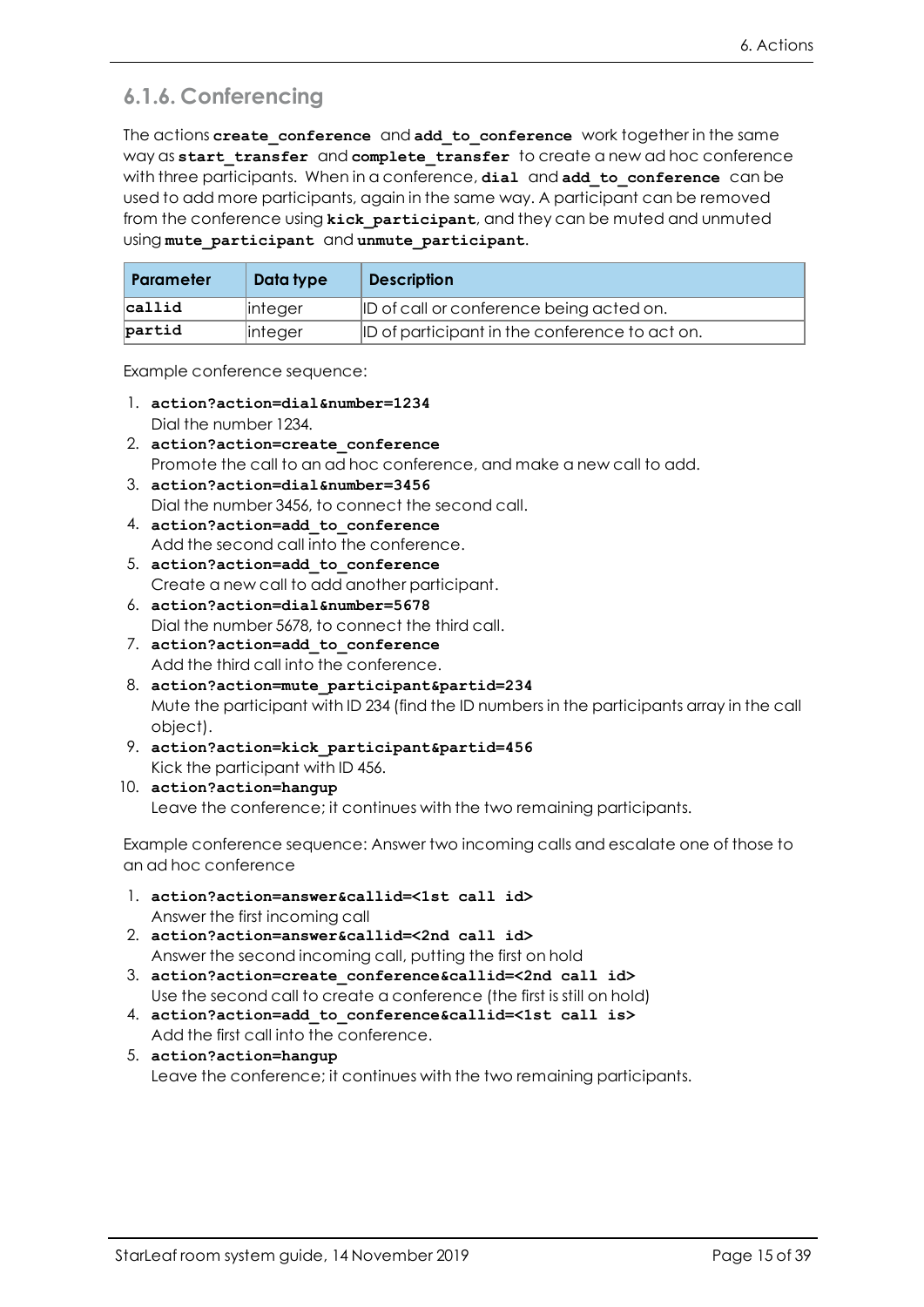### 6.1.6. Conferencing

The actions **`create_conference`** and **`add_to_conference`** work together in the same way as **`start_transfer`** and **`complete_transfer`** to create a new ad hoc conference with three participants. When in a conference, **`dial`** and **`add_to_conference`** can be used to add more participants, again in the same way. A participant can be removed from the conference using **`kick_participant`**, and they can be muted and unmuted using **`mute_participant`** and **`unmute_participant`**.

| Parameter | Data type | Description |
|---|---|---|
| `callid` | integer | ID of call or conference being acted on. |
| `partid` | integer | ID of participant in the conference to act on. |

Example conference sequence:

1. **`action?action=dial&number=1234`**
   Dial the number 1234.
2. **`action?action=create_conference`**
   Promote the call to an ad hoc conference, and make a new call to add.
3. **`action?action=dial&number=3456`**
   Dial the number 3456, to connect the second call.
4. **`action?action=add_to_conference`**
   Add the second call into the conference.
5. **`action?action=add_to_conference`**
   Create a new call to add another participant.
6. **`action?action=dial&number=5678`**
   Dial the number 5678, to connect the third call.
7. **`action?action=add_to_conference`**
   Add the third call into the conference.
8. **`action?action=mute_participant&partid=234`**
   Mute the participant with ID 234 (find the ID numbers in the participants array in the call object).
9. **`action?action=kick_participant&partid=456`**
   Kick the participant with ID 456.
10. **`action?action=hangup`**
    Leave the conference; it continues with the two remaining participants.

Example conference sequence: Answer two incoming calls and escalate one of those to an ad hoc conference

1. **`action?action=answer&callid=<1st call id>`**
   Answer the first incoming call
2. **`action?action=answer&callid=<2nd call id>`**
   Answer the second incoming call, putting the first on hold
3. **`action?action=create_conference&callid=<2nd call id>`**
   Use the second call to create a conference (the first is still on hold)
4. **`action?action=add_to_conference&callid=<1st call is>`**
   Add the first call into the conference.
5. **`action?action=hangup`**
   Leave the conference; it continues with the two remaining participants.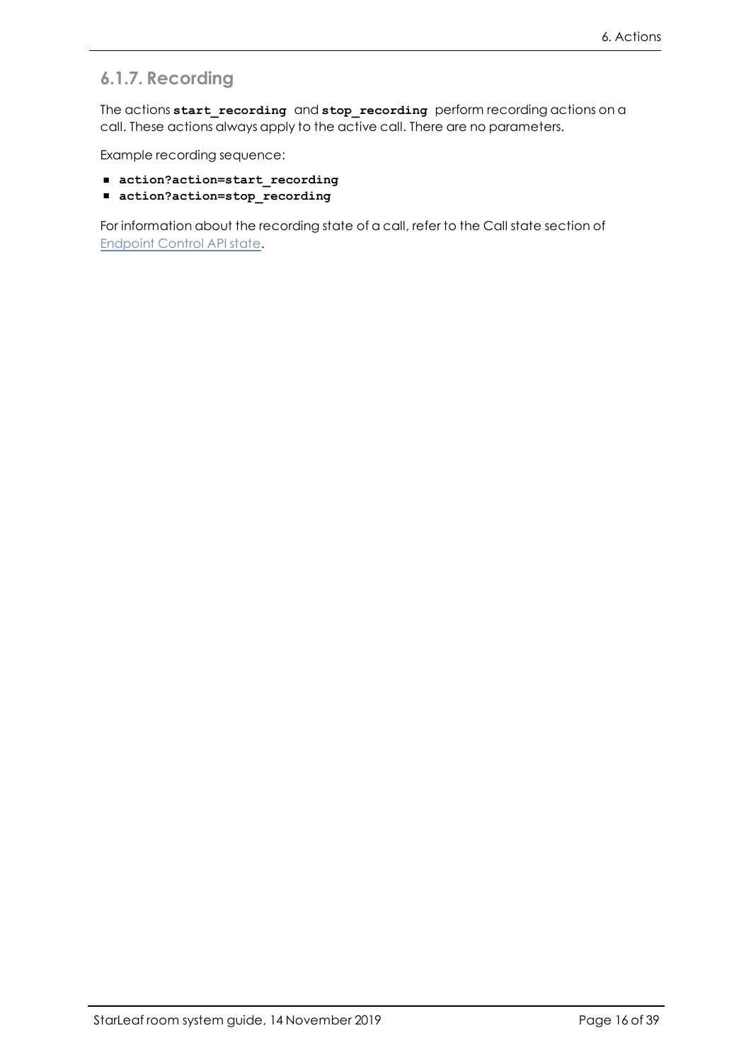### 6.1.7. Recording

The actions **`start_recording`** and **`stop_recording`** perform recording actions on a call. These actions always apply to the active call. There are no parameters.

Example recording sequence:

- **`action?action=start_recording`**
- **`action?action=stop_recording`**

For information about the recording state of a call, refer to the Call state section of [Endpoint Control API state](Endpoint Control API state).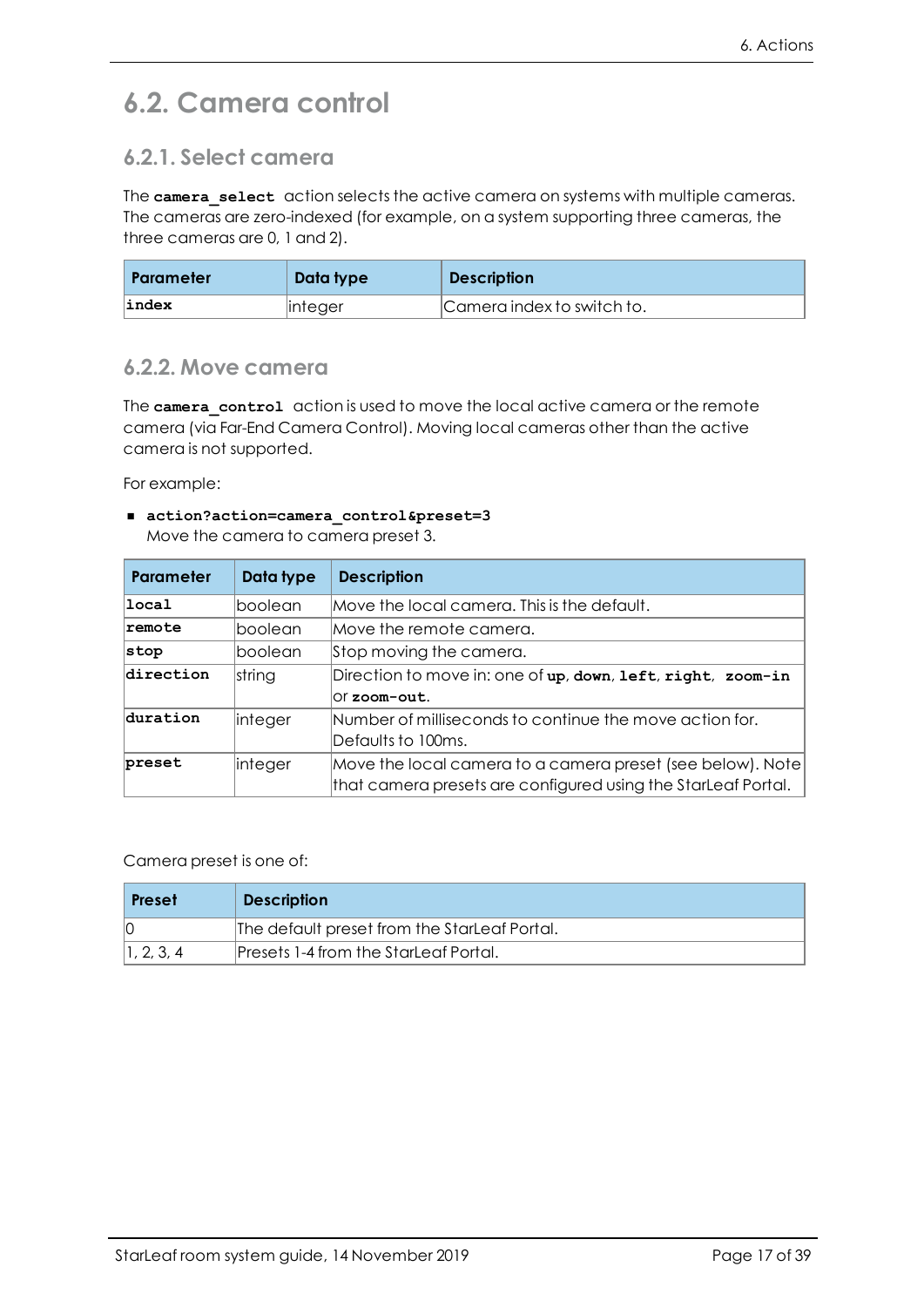## 6.2. Camera control

### 6.2.1. Select camera

The **`camera_select`** action selects the active camera on systems with multiple cameras. The cameras are zero-indexed (for example, on a system supporting three cameras, the three cameras are 0, 1 and 2).

| Parameter | Data type | Description |
|---|---|---|
| **`index`** | integer | Camera index to switch to. |

### 6.2.2. Move camera

The **`camera_control`** action is used to move the local active camera or the remote camera (via Far-End Camera Control). Moving local cameras other than the active camera is not supported.

For example:

- **`action?action=camera_control&preset=3`**
  Move the camera to camera preset 3.

| Parameter | Data type | Description |
|---|---|---|
| **`local`** | boolean | Move the local camera. This is the default. |
| **`remote`** | boolean | Move the remote camera. |
| **`stop`** | boolean | Stop moving the camera. |
| **`direction`** | string | Direction to move in: one of **`up`**, **`down`**, **`left`**, **`right`**, **`zoom-in`** or **`zoom-out`**. |
| **`duration`** | integer | Number of milliseconds to continue the move action for. Defaults to 100ms. |
| **`preset`** | integer | Move the local camera to a camera preset (see below). Note that camera presets are configured using the StarLeaf Portal. |

Camera preset is one of:

| Preset | Description |
|---|---|
| 0 | The default preset from the StarLeaf Portal. |
| 1, 2, 3, 4 | Presets 1-4 from the StarLeaf Portal. |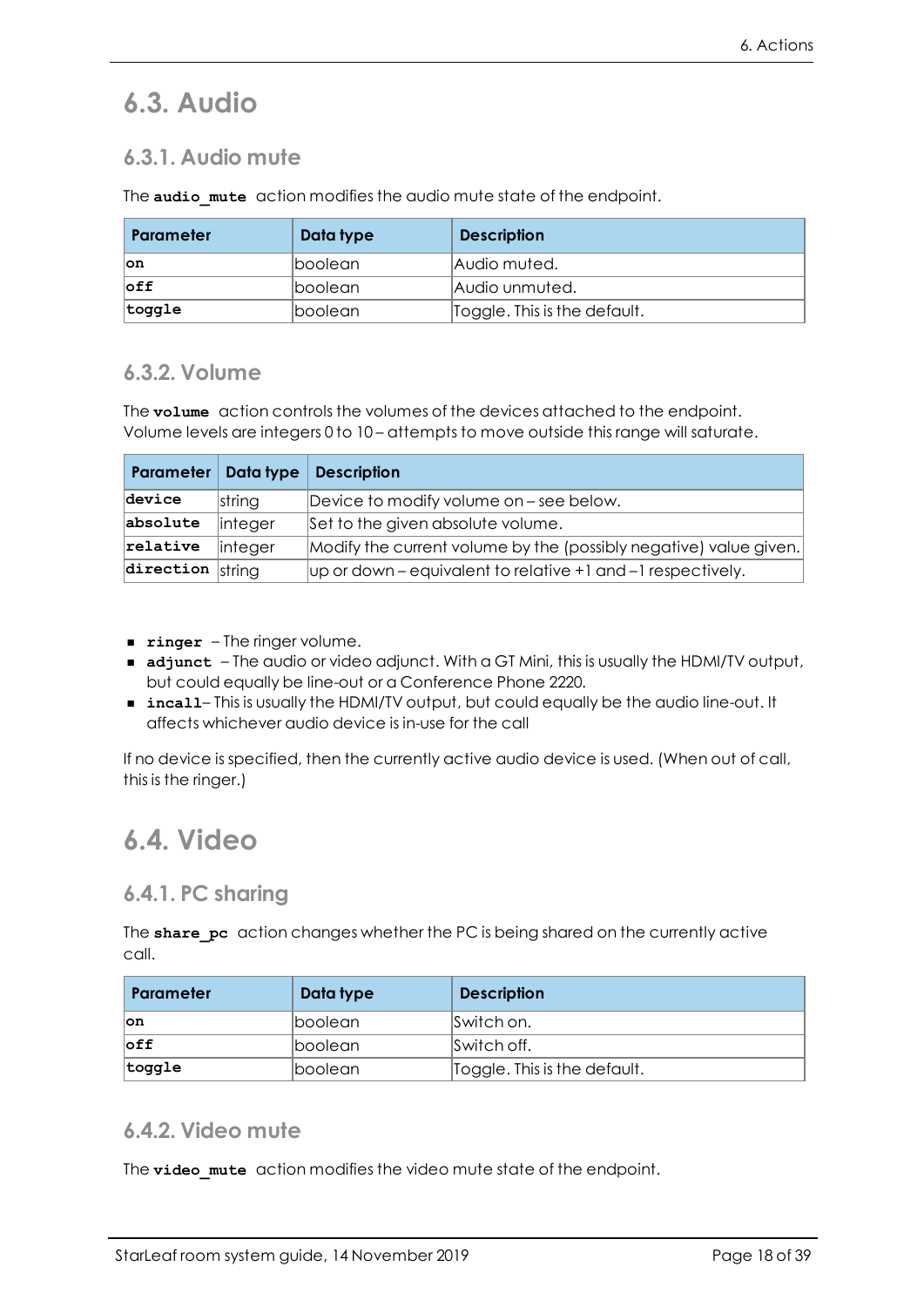# 6.3. Audio

## 6.3.1. Audio mute

The **audio_mute** action modifies the audio mute state of the endpoint.

| Parameter | Data type | Description |
|---|---|---|
| **on** | boolean | Audio muted. |
| **off** | boolean | Audio unmuted. |
| **toggle** | boolean | Toggle. This is the default. |

## 6.3.2. Volume

The **volume** action controls the volumes of the devices attached to the endpoint. Volume levels are integers 0 to 10 – attempts to move outside this range will saturate.

| Parameter | Data type | Description |
|---|---|---|
| **device** | string | Device to modify volume on – see below. |
| **absolute** | integer | Set to the given absolute volume. |
| **relative** | integer | Modify the current volume by the (possibly negative) value given. |
| **direction** | string | up or down – equivalent to relative +1 and –1 respectively. |

- **ringer** – The ringer volume.
- **adjunct** – The audio or video adjunct. With a GT Mini, this is usually the HDMI/TV output, but could equally be line-out or a Conference Phone 2220.
- **incall**– This is usually the HDMI/TV output, but could equally be the audio line-out. It affects whichever audio device is in-use for the call

If no device is specified, then the currently active audio device is used. (When out of call, this is the ringer.)

# 6.4. Video

## 6.4.1. PC sharing

The **share_pc** action changes whether the PC is being shared on the currently active call.

| Parameter | Data type | Description |
|---|---|---|
| **on** | boolean | Switch on. |
| **off** | boolean | Switch off. |
| **toggle** | boolean | Toggle. This is the default. |

## 6.4.2. Video mute

The **video_mute** action modifies the video mute state of the endpoint.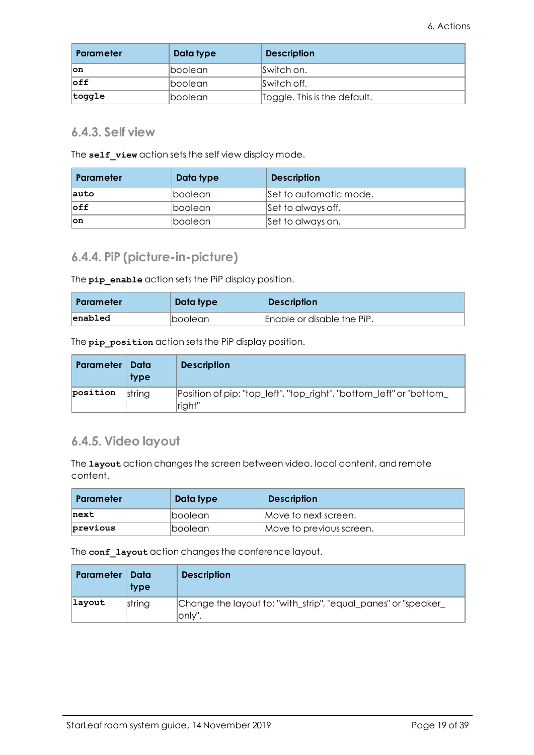| Parameter | Data type | Description |
| --- | --- | --- |
| **on** | boolean | Switch on. |
| **off** | boolean | Switch off. |
| **toggle** | boolean | Toggle. This is the default. |

### 6.4.3. Self view

The **self_view** action sets the self view display mode.

| Parameter | Data type | Description |
| --- | --- | --- |
| **auto** | boolean | Set to automatic mode. |
| **off** | boolean | Set to always off. |
| **on** | boolean | Set to always on. |

### 6.4.4. PiP (picture-in-picture)

The **pip_enable** action sets the PiP display position.

| Parameter | Data type | Description |
| --- | --- | --- |
| **enabled** | boolean | Enable or disable the PiP. |

The **pip_position** action sets the PiP display position.

| Parameter | Data type | Description |
| --- | --- | --- |
| **position** | string | Position of pip: "top_left", "top_right", "bottom_left" or "bottom_right" |

### 6.4.5. Video layout

The **layout** action changes the screen between video, local content, and remote content.

| Parameter | Data type | Description |
| --- | --- | --- |
| **next** | boolean | Move to next screen. |
| **previous** | boolean | Move to previous screen. |

The **conf_layout** action changes the conference layout.

| Parameter | Data type | Description |
| --- | --- | --- |
| **layout** | string | Change the layout to: "with_strip", "equal_panes" or "speaker_only". |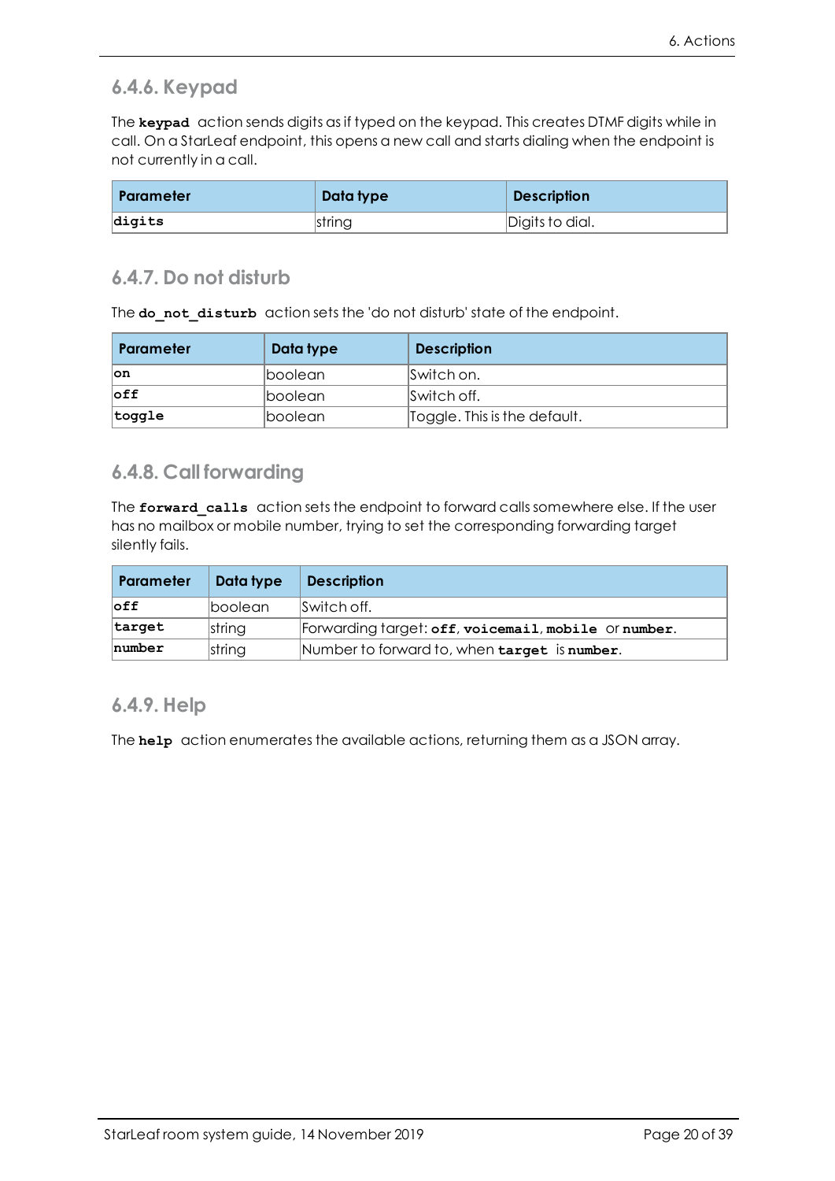### 6.4.6. Keypad

The **`keypad`** action sends digits as if typed on the keypad. This creates DTMF digits while in call. On a StarLeaf endpoint, this opens a new call and starts dialing when the endpoint is not currently in a call.

| Parameter | Data type | Description |
|---|---|---|
| **`digits`** | string | Digits to dial. |

### 6.4.7. Do not disturb

The **`do_not_disturb`** action sets the 'do not disturb' state of the endpoint.

| Parameter | Data type | Description |
|---|---|---|
| **`on`** | boolean | Switch on. |
| **`off`** | boolean | Switch off. |
| **`toggle`** | boolean | Toggle. This is the default. |

### 6.4.8. Call forwarding

The **`forward_calls`** action sets the endpoint to forward calls somewhere else. If the user has no mailbox or mobile number, trying to set the corresponding forwarding target silently fails.

| Parameter | Data type | Description |
|---|---|---|
| **`off`** | boolean | Switch off. |
| **`target`** | string | Forwarding target: **`off`**, **`voicemail`**, **`mobile`** or **`number`**. |
| **`number`** | string | Number to forward to, when **`target`** is **`number`**. |

### 6.4.9. Help

The **`help`** action enumerates the available actions, returning them as a JSON array.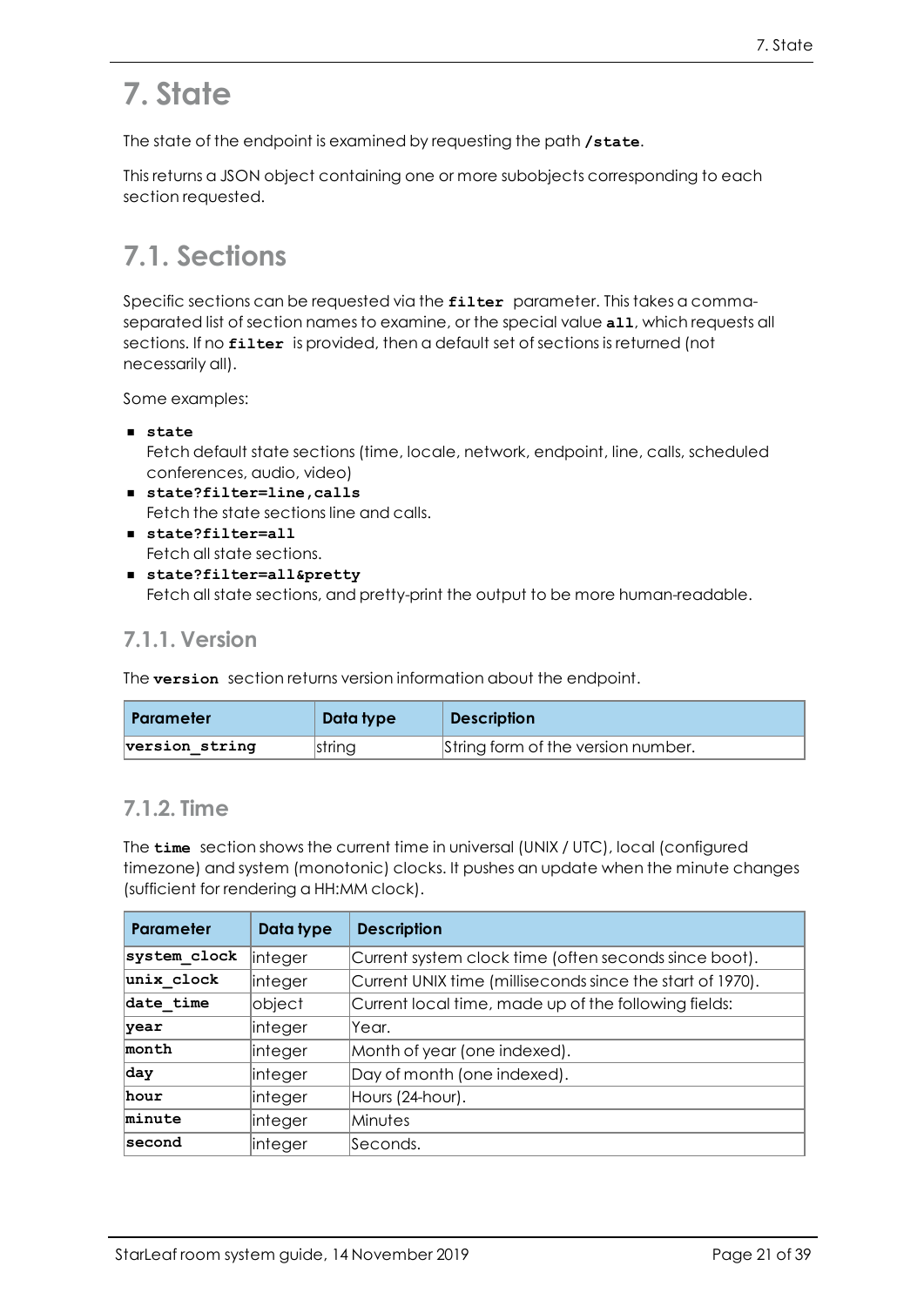# 7. State

The state of the endpoint is examined by requesting the path **`/state`**.

This returns a JSON object containing one or more subobjects corresponding to each section requested.

## 7.1. Sections

Specific sections can be requested via the **`filter`** parameter. This takes a comma-separated list of section names to examine, or the special value **`all`**, which requests all sections. If no **`filter`** is provided, then a default set of sections is returned (not necessarily all).

Some examples:

- **`state`**
  Fetch default state sections (time, locale, network, endpoint, line, calls, scheduled conferences, audio, video)
- **`state?filter=line,calls`**
  Fetch the state sections line and calls.
- **`state?filter=all`**
  Fetch all state sections.
- **`state?filter=all&pretty`**
  Fetch all state sections, and pretty-print the output to be more human-readable.

### 7.1.1. Version

The **`version`** section returns version information about the endpoint.

| Parameter | Data type | Description |
|---|---|---|
| `version_string` | string | String form of the version number. |

### 7.1.2. Time

The **`time`** section shows the current time in universal (UNIX / UTC), local (configured timezone) and system (monotonic) clocks. It pushes an update when the minute changes (sufficient for rendering a HH:MM clock).

| Parameter | Data type | Description |
|---|---|---|
| `system_clock` | integer | Current system clock time (often seconds since boot). |
| `unix_clock` | integer | Current UNIX time (milliseconds since the start of 1970). |
| `date_time` | object | Current local time, made up of the following fields: |
| `year` | integer | Year. |
| `month` | integer | Month of year (one indexed). |
| `day` | integer | Day of month (one indexed). |
| `hour` | integer | Hours (24-hour). |
| `minute` | integer | Minutes |
| `second` | integer | Seconds. |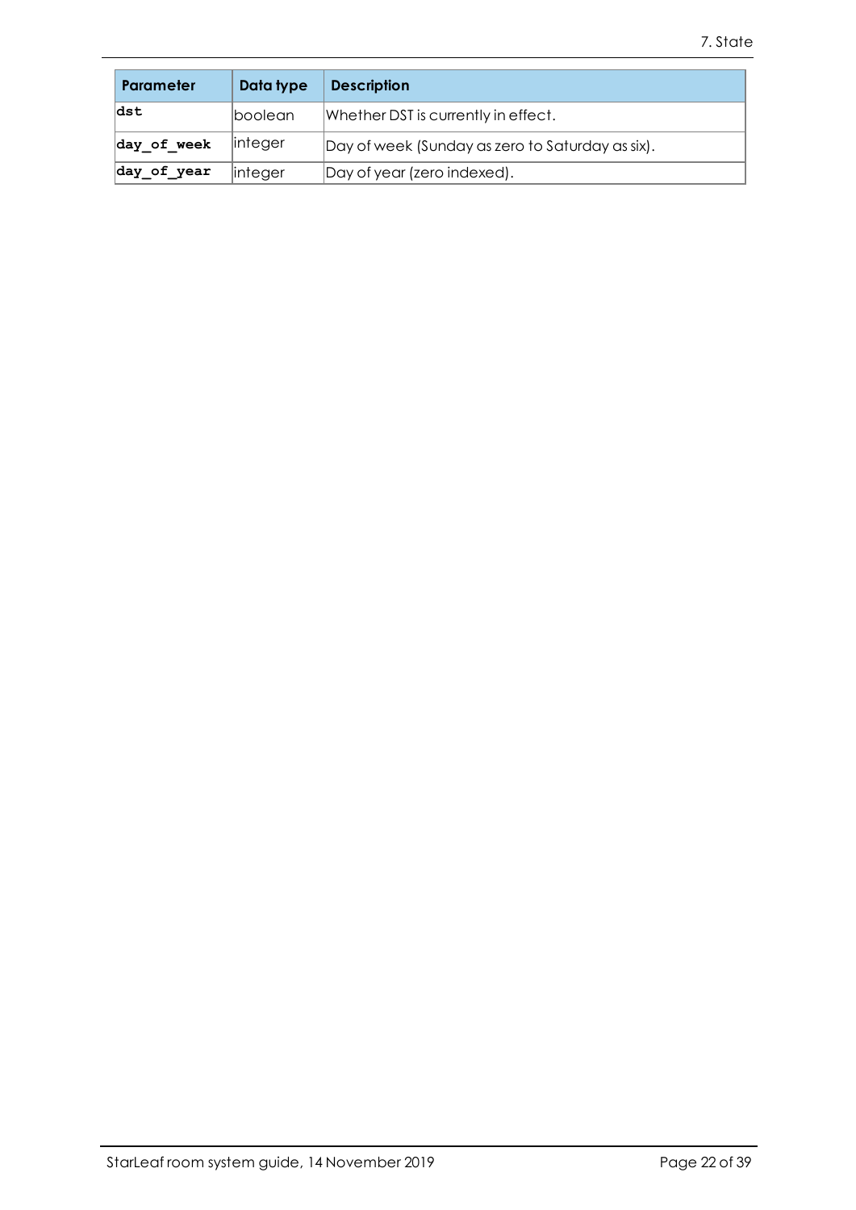| Parameter | Data type | Description |
| --- | --- | --- |
| `dst` | boolean | Whether DST is currently in effect. |
| `day_of_week` | integer | Day of week (Sunday as zero to Saturday as six). |
| `day_of_year` | integer | Day of year (zero indexed). |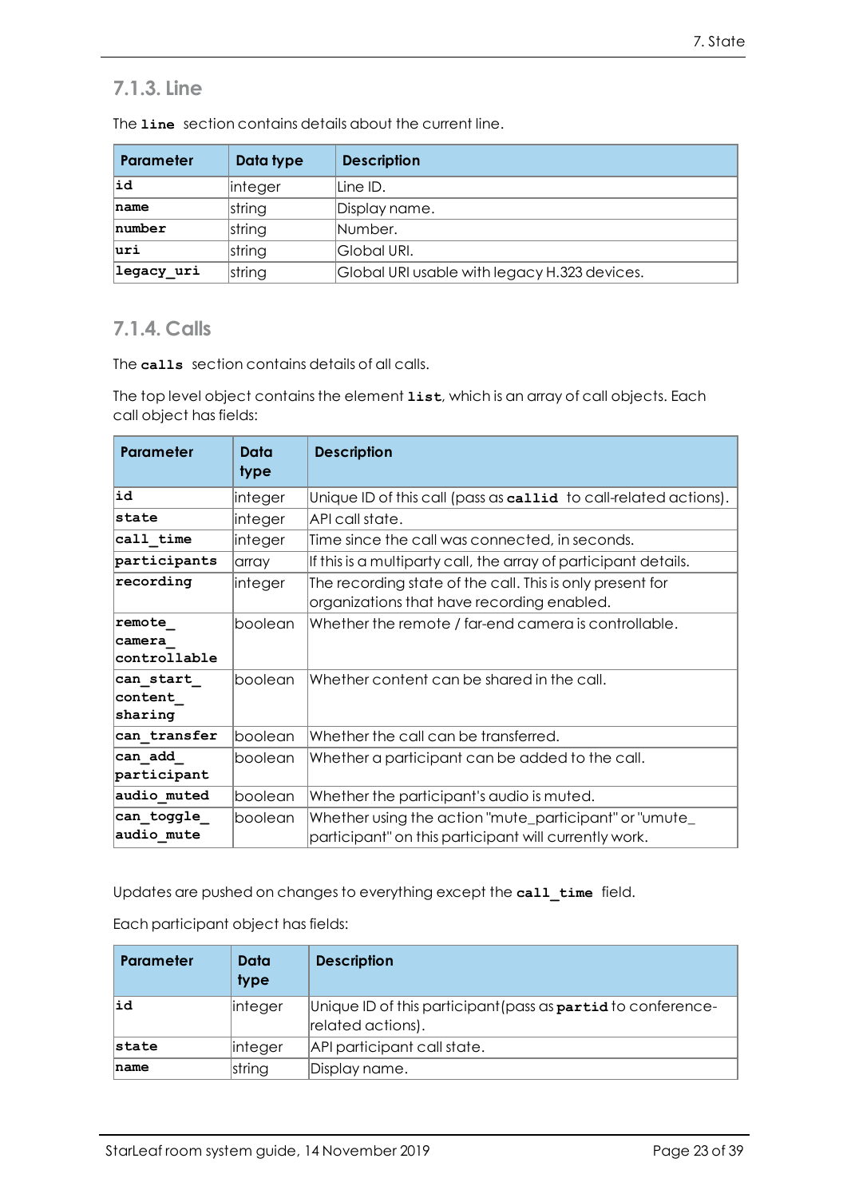### 7.1.3. Line

The **line** section contains details about the current line.

| Parameter | Data type | Description |
|---|---|---|
| **id** | integer | Line ID. |
| **name** | string | Display name. |
| **number** | string | Number. |
| **uri** | string | Global URI. |
| **legacy_uri** | string | Global URI usable with legacy H.323 devices. |

### 7.1.4. Calls

The **calls** section contains details of all calls.

The top level object contains the element **list**, which is an array of call objects. Each call object has fields:

| Parameter | Data type | Description |
|---|---|---|
| **id** | integer | Unique ID of this call (pass as **callid** to call-related actions). |
| **state** | integer | API call state. |
| **call_time** | integer | Time since the call was connected, in seconds. |
| **participants** | array | If this is a multiparty call, the array of participant details. |
| **recording** | integer | The recording state of the call. This is only present for organizations that have recording enabled. |
| **remote_camera_controllable** | boolean | Whether the remote / far-end camera is controllable. |
| **can_start_content_sharing** | boolean | Whether content can be shared in the call. |
| **can_transfer** | boolean | Whether the call can be transferred. |
| **can_add_participant** | boolean | Whether a participant can be added to the call. |
| **audio_muted** | boolean | Whether the participant's audio is muted. |
| **can_toggle_audio_mute** | boolean | Whether using the action "mute_participant" or "umute_participant" on this participant will currently work. |

Updates are pushed on changes to everything except the **call_time** field.

Each participant object has fields:

| Parameter | Data type | Description |
|---|---|---|
| **id** | integer | Unique ID of this participant(pass as **partid** to conference-related actions). |
| **state** | integer | API participant call state. |
| **name** | string | Display name. |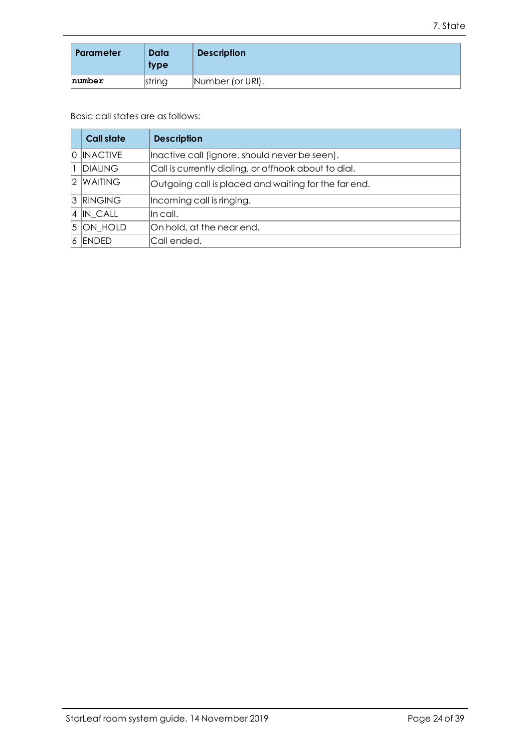| Parameter | Data type | Description |
|---|---|---|
| `number` | string | Number (or URI). |

Basic call states are as follows:

| | Call state | Description |
|---|---|---|
| 0 | INACTIVE | Inactive call (ignore, should never be seen). |
| 1 | DIALING | Call is currently dialing, or offhook about to dial. |
| 2 | WAITING | Outgoing call is placed and waiting for the far end. |
| 3 | RINGING | Incoming call is ringing. |
| 4 | IN_CALL | In call. |
| 5 | ON_HOLD | On hold, at the near end. |
| 6 | ENDED | Call ended. |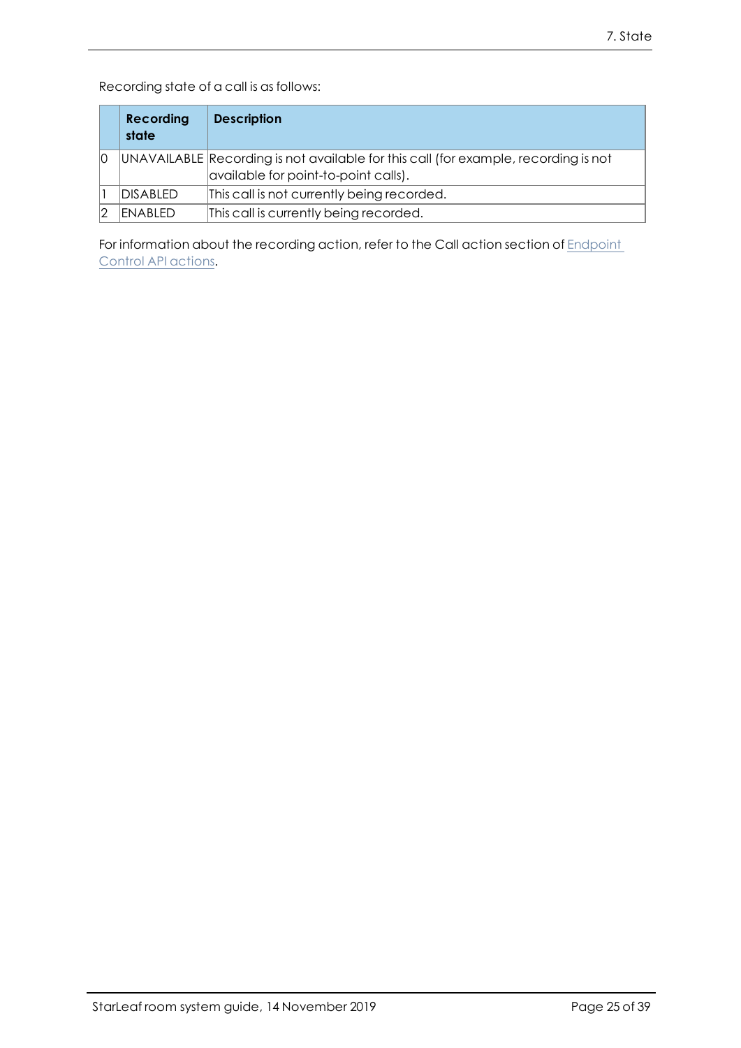Recording state of a call is as follows:

| | Recording state | Description |
|---|---|---|
| 0 | UNAVAILABLE | Recording is not available for this call (for example, recording is not available for point-to-point calls). |
| 1 | DISABLED | This call is not currently being recorded. |
| 2 | ENABLED | This call is currently being recorded. |

For information about the recording action, refer to the Call action section of Endpoint Control API actions.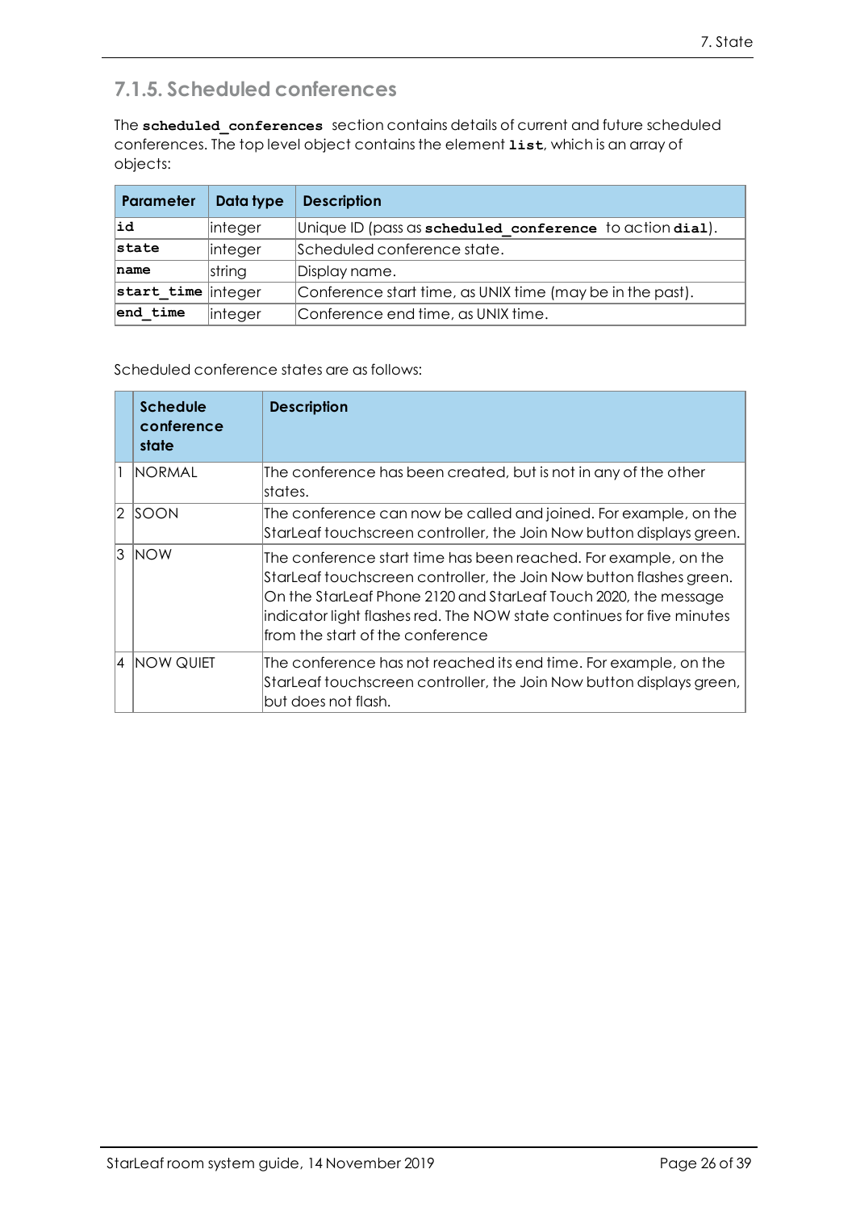### 7.1.5. Scheduled conferences

The **`scheduled_conferences`** section contains details of current and future scheduled conferences. The top level object contains the element **`list`**, which is an array of objects:

| Parameter | Data type | Description |
| --- | --- | --- |
| **`id`** | integer | Unique ID (pass as **`scheduled_conference`** to action **`dial`**). |
| **`state`** | integer | Scheduled conference state. |
| **`name`** | string | Display name. |
| **`start_time`** | integer | Conference start time, as UNIX time (may be in the past). |
| **`end_time`** | integer | Conference end time, as UNIX time. |

Scheduled conference states are as follows:

| | Schedule conference state | Description |
| --- | --- | --- |
| 1 | NORMAL | The conference has been created, but is not in any of the other states. |
| 2 | SOON | The conference can now be called and joined. For example, on the StarLeaf touchscreen controller, the Join Now button displays green. |
| 3 | NOW | The conference start time has been reached. For example, on the StarLeaf touchscreen controller, the Join Now button flashes green. On the StarLeaf Phone 2120 and StarLeaf Touch 2020, the message indicator light flashes red. The NOW state continues for five minutes from the start of the conference |
| 4 | NOW QUIET | The conference has not reached its end time. For example, on the StarLeaf touchscreen controller, the Join Now button displays green, but does not flash. |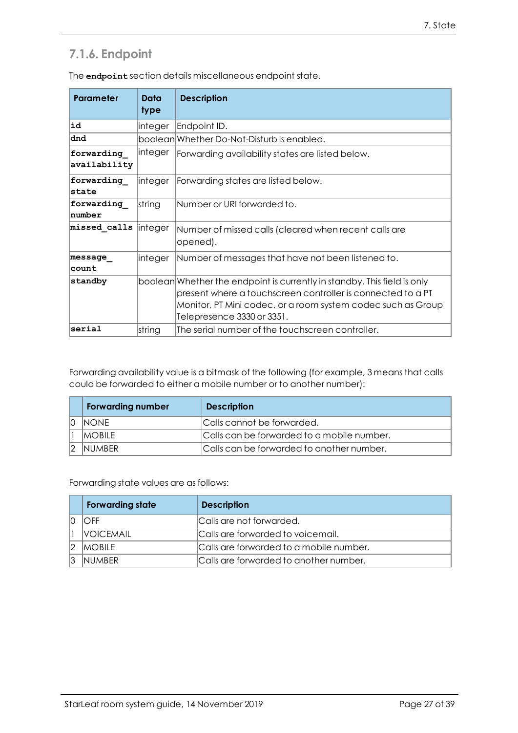### 7.1.6. Endpoint

The **`endpoint`** section details miscellaneous endpoint state.

| Parameter | Data type | Description |
|---|---|---|
| **`id`** | integer | Endpoint ID. |
| **`dnd`** | boolean | Whether Do-Not-Disturb is enabled. |
| **`forwarding_availability`** | integer | Forwarding availability states are listed below. |
| **`forwarding_state`** | integer | Forwarding states are listed below. |
| **`forwarding_number`** | string | Number or URI forwarded to. |
| **`missed_calls`** | integer | Number of missed calls (cleared when recent calls are opened). |
| **`message_count`** | integer | Number of messages that have not been listened to. |
| **`standby`** | boolean | Whether the endpoint is currently in standby. This field is only present where a touchscreen controller is connected to a PT Monitor, PT Mini codec, or a room system codec such as Group Telepresence 3330 or 3351. |
| **`serial`** | string | The serial number of the touchscreen controller. |

Forwarding availability value is a bitmask of the following (for example, 3 means that calls could be forwarded to either a mobile number or to another number):

| | Forwarding number | Description |
|---|---|---|
| 0 | NONE | Calls cannot be forwarded. |
| 1 | MOBILE | Calls can be forwarded to a mobile number. |
| 2 | NUMBER | Calls can be forwarded to another number. |

Forwarding state values are as follows:

| | Forwarding state | Description |
|---|---|---|
| 0 | OFF | Calls are not forwarded. |
| 1 | VOICEMAIL | Calls are forwarded to voicemail. |
| 2 | MOBILE | Calls are forwarded to a mobile number. |
| 3 | NUMBER | Calls are forwarded to another number. |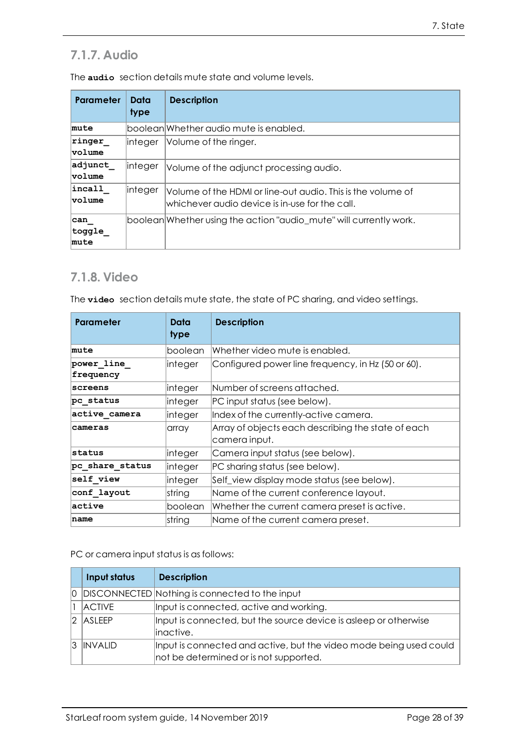## 7.1.7. Audio

The **audio** section details mute state and volume levels.

| Parameter | Data type | Description |
|---|---|---|
| **mute** | boolean | Whether audio mute is enabled. |
| **ringer_volume** | integer | Volume of the ringer. |
| **adjunct_volume** | integer | Volume of the adjunct processing audio. |
| **incall_volume** | integer | Volume of the HDMI or line-out audio. This is the volume of whichever audio device is in-use for the call. |
| **can_toggle_mute** | boolean | Whether using the action "audio_mute" will currently work. |

## 7.1.8. Video

The **video** section details mute state, the state of PC sharing, and video settings.

| Parameter | Data type | Description |
|---|---|---|
| **mute** | boolean | Whether video mute is enabled. |
| **power_line_frequency** | integer | Configured power line frequency, in Hz (50 or 60). |
| **screens** | integer | Number of screens attached. |
| **pc_status** | integer | PC input status (see below). |
| **active_camera** | integer | Index of the currently-active camera. |
| **cameras** | array | Array of objects each describing the state of each camera input. |
| **status** | integer | Camera input status (see below). |
| **pc_share_status** | integer | PC sharing status (see below). |
| **self_view** | integer | Self_view display mode status (see below). |
| **conf_layout** | string | Name of the current conference layout. |
| **active** | boolean | Whether the current camera preset is active. |
| **name** | string | Name of the current camera preset. |

PC or camera input status is as follows:

| | Input status | Description |
|---|---|---|
| 0 | DISCONNECTED | Nothing is connected to the input |
| 1 | ACTIVE | Input is connected, active and working. |
| 2 | ASLEEP | Input is connected, but the source device is asleep or otherwise inactive. |
| 3 | INVALID | Input is connected and active, but the video mode being used could not be determined or is not supported. |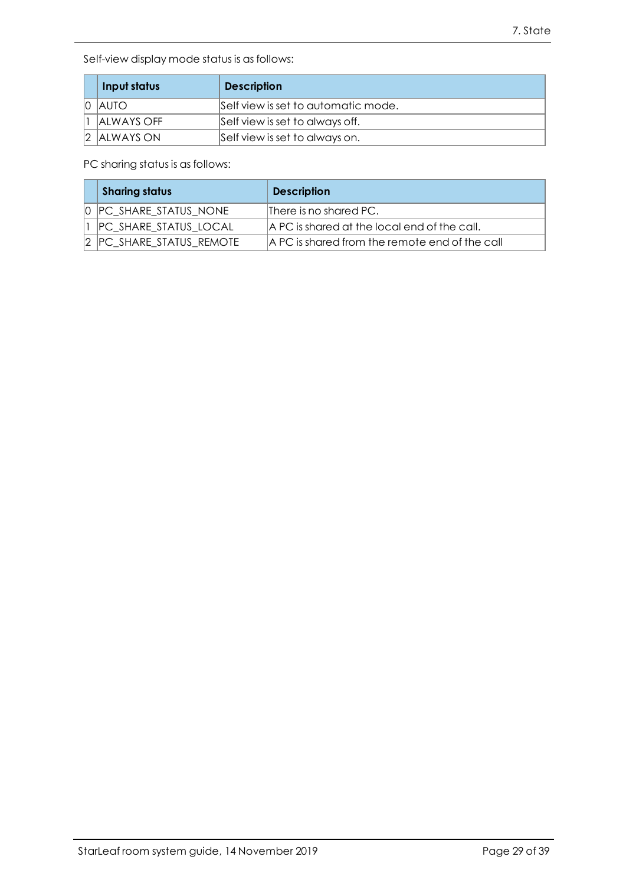Self-view display mode status is as follows:

| | Input status | Description |
|---|---|---|
| 0 | AUTO | Self view is set to automatic mode. |
| 1 | ALWAYS OFF | Self view is set to always off. |
| 2 | ALWAYS ON | Self view is set to always on. |

PC sharing status is as follows:

| | Sharing status | Description |
|---|---|---|
| 0 | PC_SHARE_STATUS_NONE | There is no shared PC. |
| 1 | PC_SHARE_STATUS_LOCAL | A PC is shared at the local end of the call. |
| 2 | PC_SHARE_STATUS_REMOTE | A PC is shared from the remote end of the call |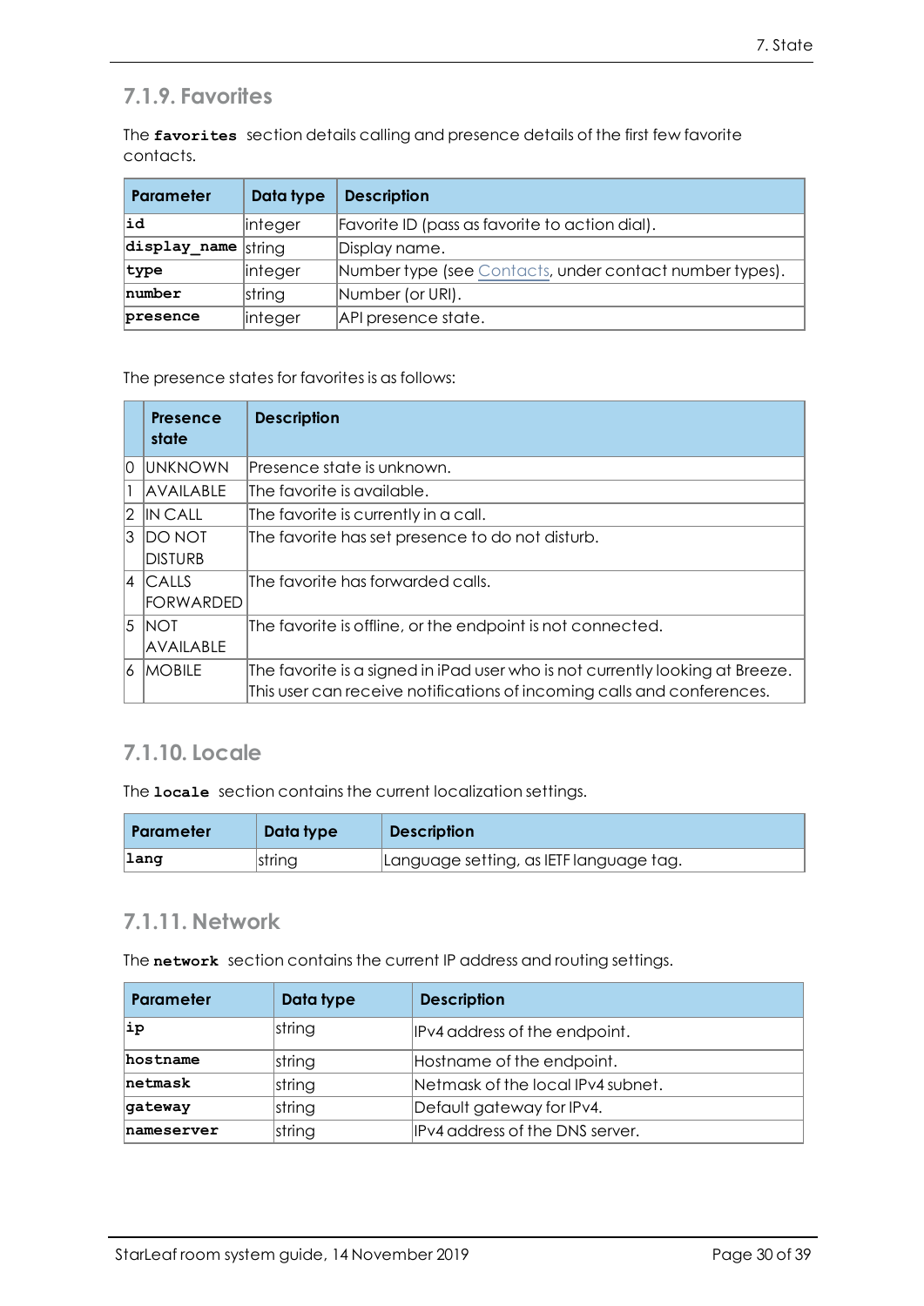### 7.1.9. Favorites

The **`favorites`** section details calling and presence details of the first few favorite contacts.

| Parameter | Data type | Description |
|---|---|---|
| **`id`** | integer | Favorite ID (pass as favorite to action dial). |
| **`display_name`** | string | Display name. |
| **`type`** | integer | Number type (see Contacts, under contact number types). |
| **`number`** | string | Number (or URI). |
| **`presence`** | integer | API presence state. |

The presence states for favorites is as follows:

| | Presence state | Description |
|---|---|---|
| 0 | UNKNOWN | Presence state is unknown. |
| 1 | AVAILABLE | The favorite is available. |
| 2 | IN CALL | The favorite is currently in a call. |
| 3 | DO NOT DISTURB | The favorite has set presence to do not disturb. |
| 4 | CALLS FORWARDED | The favorite has forwarded calls. |
| 5 | NOT AVAILABLE | The favorite is offline, or the endpoint is not connected. |
| 6 | MOBILE | The favorite is a signed in iPad user who is not currently looking at Breeze. This user can receive notifications of incoming calls and conferences. |

### 7.1.10. Locale

The **`locale`** section contains the current localization settings.

| Parameter | Data type | Description |
|---|---|---|
| **`lang`** | string | Language setting, as IETF language tag. |

### 7.1.11. Network

The **`network`** section contains the current IP address and routing settings.

| Parameter | Data type | Description |
|---|---|---|
| **`ip`** | string | IPv4 address of the endpoint. |
| **`hostname`** | string | Hostname of the endpoint. |
| **`netmask`** | string | Netmask of the local IPv4 subnet. |
| **`gateway`** | string | Default gateway for IPv4. |
| **`nameserver`** | string | IPv4 address of the DNS server. |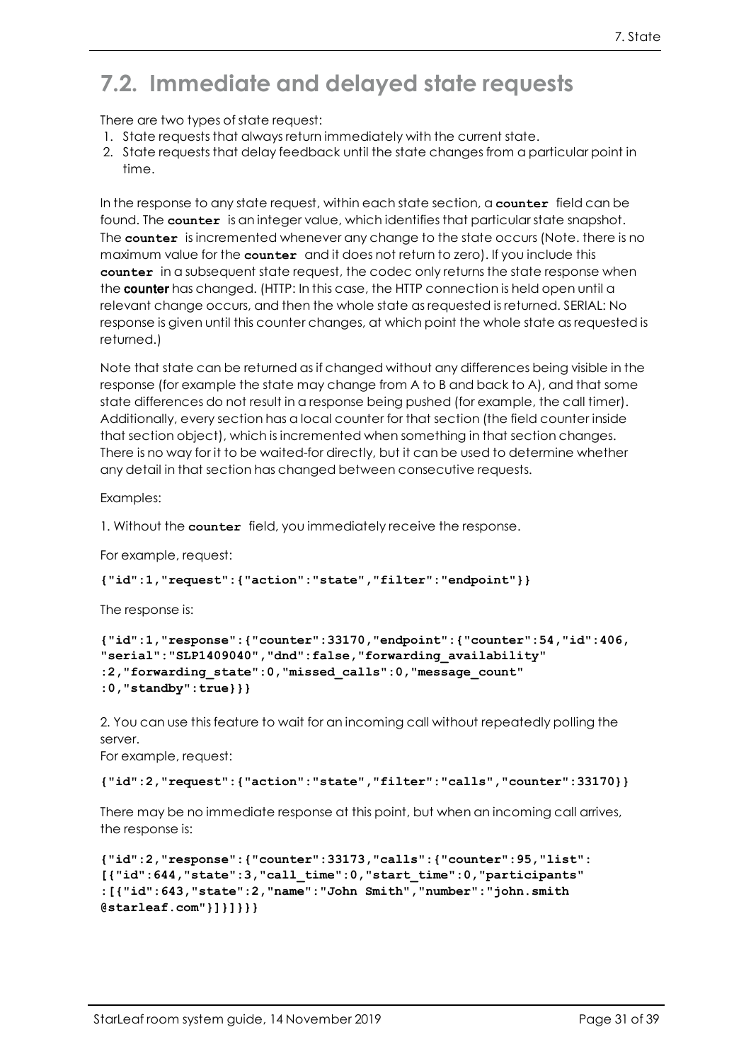## 7.2. Immediate and delayed state requests

There are two types of state request:

1. State requests that always return immediately with the current state.
2. State requests that delay feedback until the state changes from a particular point in time.

In the response to any state request, within each state section, a **counter** field can be found. The **counter** is an integer value, which identifies that particular state snapshot. The **counter** is incremented whenever any change to the state occurs (Note. there is no maximum value for the **counter** and it does not return to zero). If you include this **counter** in a subsequent state request, the codec only returns the state response when the **counter** has changed. (HTTP: In this case, the HTTP connection is held open until a relevant change occurs, and then the whole state as requested is returned. SERIAL: No response is given until this counter changes, at which point the whole state as requested is returned.)

Note that state can be returned as if changed without any differences being visible in the response (for example the state may change from A to B and back to A), and that some state differences do not result in a response being pushed (for example, the call timer). Additionally, every section has a local counter for that section (the field counter inside that section object), which is incremented when something in that section changes. There is no way for it to be waited-for directly, but it can be used to determine whether any detail in that section has changed between consecutive requests.

Examples:

1. Without the **counter** field, you immediately receive the response.

For example, request:

```
{"id":1,"request":{"action":"state","filter":"endpoint"}}
```

The response is:

```
{"id":1,"response":{"counter":33170,"endpoint":{"counter":54,"id":406,
"serial":"SLP1409040","dnd":false,"forwarding_availability"
:2,"forwarding_state":0,"missed_calls":0,"message_count"
:0,"standby":true}}}
```

2. You can use this feature to wait for an incoming call without repeatedly polling the server.
For example, request:

```
{"id":2,"request":{"action":"state","filter":"calls","counter":33170}}
```

There may be no immediate response at this point, but when an incoming call arrives, the response is:

```
{"id":2,"response":{"counter":33173,"calls":{"counter":95,"list":
[{"id":644,"state":3,"call_time":0,"start_time":0,"participants"
:[{"id":643,"state":2,"name":"John Smith","number":"john.smith
@starleaf.com"}]}]}}}
```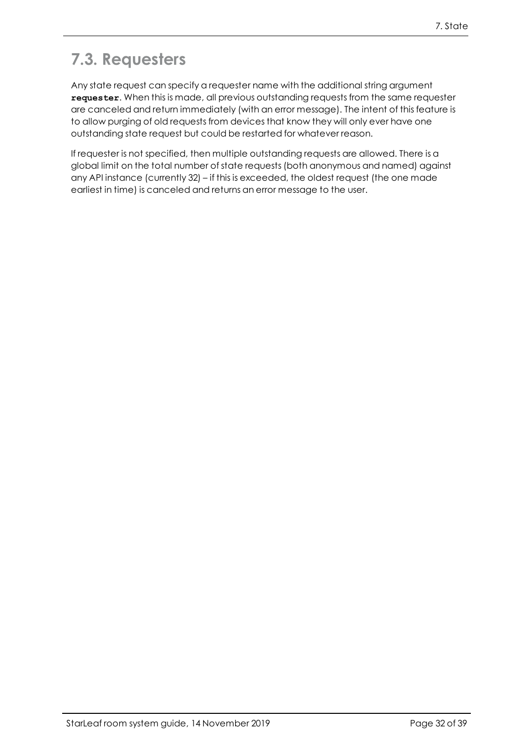## 7.3. Requesters

Any state request can specify a requester name with the additional string argument **`requester`**. When this is made, all previous outstanding requests from the same requester are canceled and return immediately (with an error message). The intent of this feature is to allow purging of old requests from devices that know they will only ever have one outstanding state request but could be restarted for whatever reason.

If requester is not specified, then multiple outstanding requests are allowed. There is a global limit on the total number of state requests (both anonymous and named) against any API instance (currently 32) – if this is exceeded, the oldest request (the one made earliest in time) is canceled and returns an error message to the user.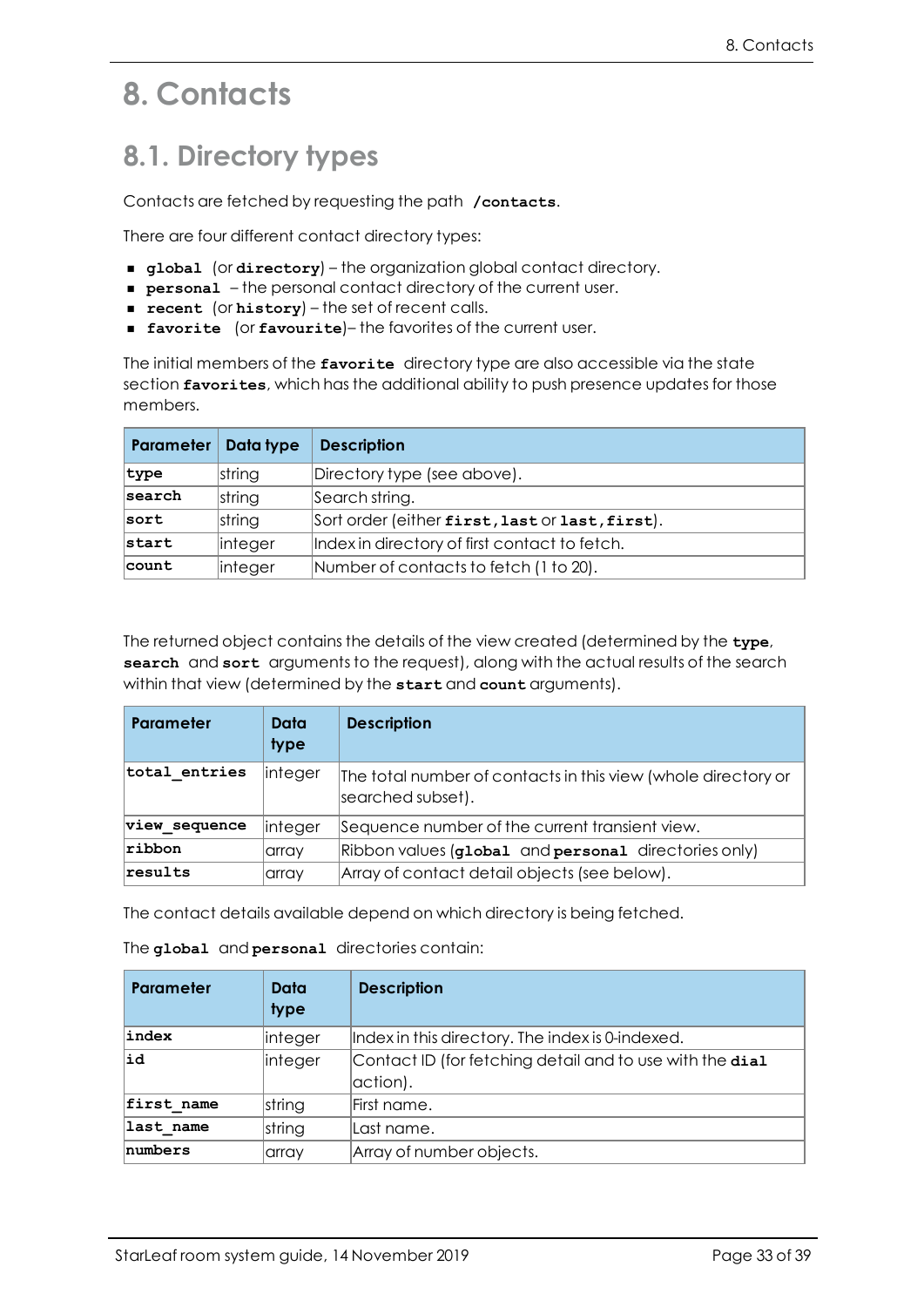# 8. Contacts

## 8.1. Directory types

Contacts are fetched by requesting the path **`/contacts`**.

There are four different contact directory types:

- **`global`** (or **`directory`**) – the organization global contact directory.
- **`personal`** – the personal contact directory of the current user.
- **`recent`** (or **`history`**) – the set of recent calls.
- **`favorite`** (or **`favourite`**)– the favorites of the current user.

The initial members of the **`favorite`** directory type are also accessible via the state section **`favorites`**, which has the additional ability to push presence updates for those members.

| Parameter | Data type | Description |
|---|---|---|
| **`type`** | string | Directory type (see above). |
| **`search`** | string | Search string. |
| **`sort`** | string | Sort order (either **`first,last`** or **`last,first`**). |
| **`start`** | integer | Index in directory of first contact to fetch. |
| **`count`** | integer | Number of contacts to fetch (1 to 20). |

The returned object contains the details of the view created (determined by the **`type`**, **`search`** and **`sort`** arguments to the request), along with the actual results of the search within that view (determined by the **`start`** and **`count`** arguments).

| Parameter | Data type | Description |
|---|---|---|
| **`total_entries`** | integer | The total number of contacts in this view (whole directory or searched subset). |
| **`view_sequence`** | integer | Sequence number of the current transient view. |
| **`ribbon`** | array | Ribbon values (**`global`** and **`personal`** directories only) |
| **`results`** | array | Array of contact detail objects (see below). |

The contact details available depend on which directory is being fetched.

The **`global`** and **`personal`** directories contain:

| Parameter | Data type | Description |
|---|---|---|
| **`index`** | integer | Index in this directory. The index is 0-indexed. |
| **`id`** | integer | Contact ID (for fetching detail and to use with the **`dial`** action). |
| **`first_name`** | string | First name. |
| **`last_name`** | string | Last name. |
| **`numbers`** | array | Array of number objects. |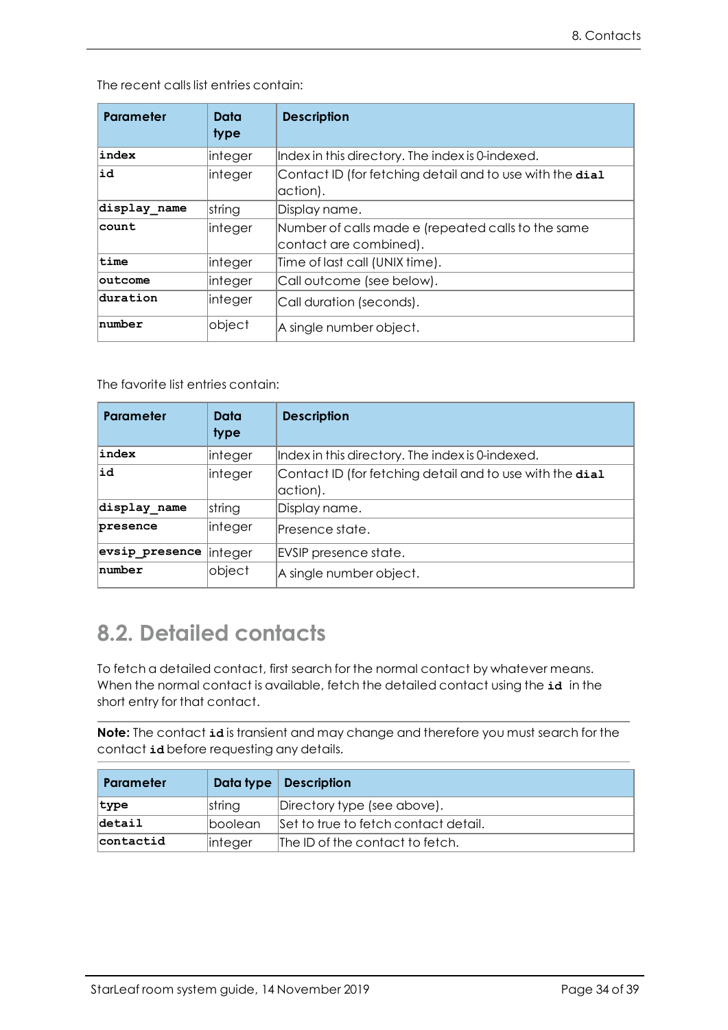The recent calls list entries contain:

| Parameter | Data type | Description |
| --- | --- | --- |
| **index** | integer | Index in this directory. The index is 0-indexed. |
| **id** | integer | Contact ID (for fetching detail and to use with the **dial** action). |
| **display_name** | string | Display name. |
| **count** | integer | Number of calls made e (repeated calls to the same contact are combined). |
| **time** | integer | Time of last call (UNIX time). |
| **outcome** | integer | Call outcome (see below). |
| **duration** | integer | Call duration (seconds). |
| **number** | object | A single number object. |

The favorite list entries contain:

| Parameter | Data type | Description |
| --- | --- | --- |
| **index** | integer | Index in this directory. The index is 0-indexed. |
| **id** | integer | Contact ID (for fetching detail and to use with the **dial** action). |
| **display_name** | string | Display name. |
| **presence** | integer | Presence state. |
| **evsip_presence** | integer | EVSIP presence state. |
| **number** | object | A single number object. |

## 8.2. Detailed contacts

To fetch a detailed contact, first search for the normal contact by whatever means. When the normal contact is available, fetch the detailed contact using the **id** in the short entry for that contact.

**Note:** The contact **id** is transient and may change and therefore you must search for the contact **id** before requesting any details.

| Parameter | Data type | Description |
| --- | --- | --- |
| **type** | string | Directory type (see above). |
| **detail** | boolean | Set to true to fetch contact detail. |
| **contactid** | integer | The ID of the contact to fetch. |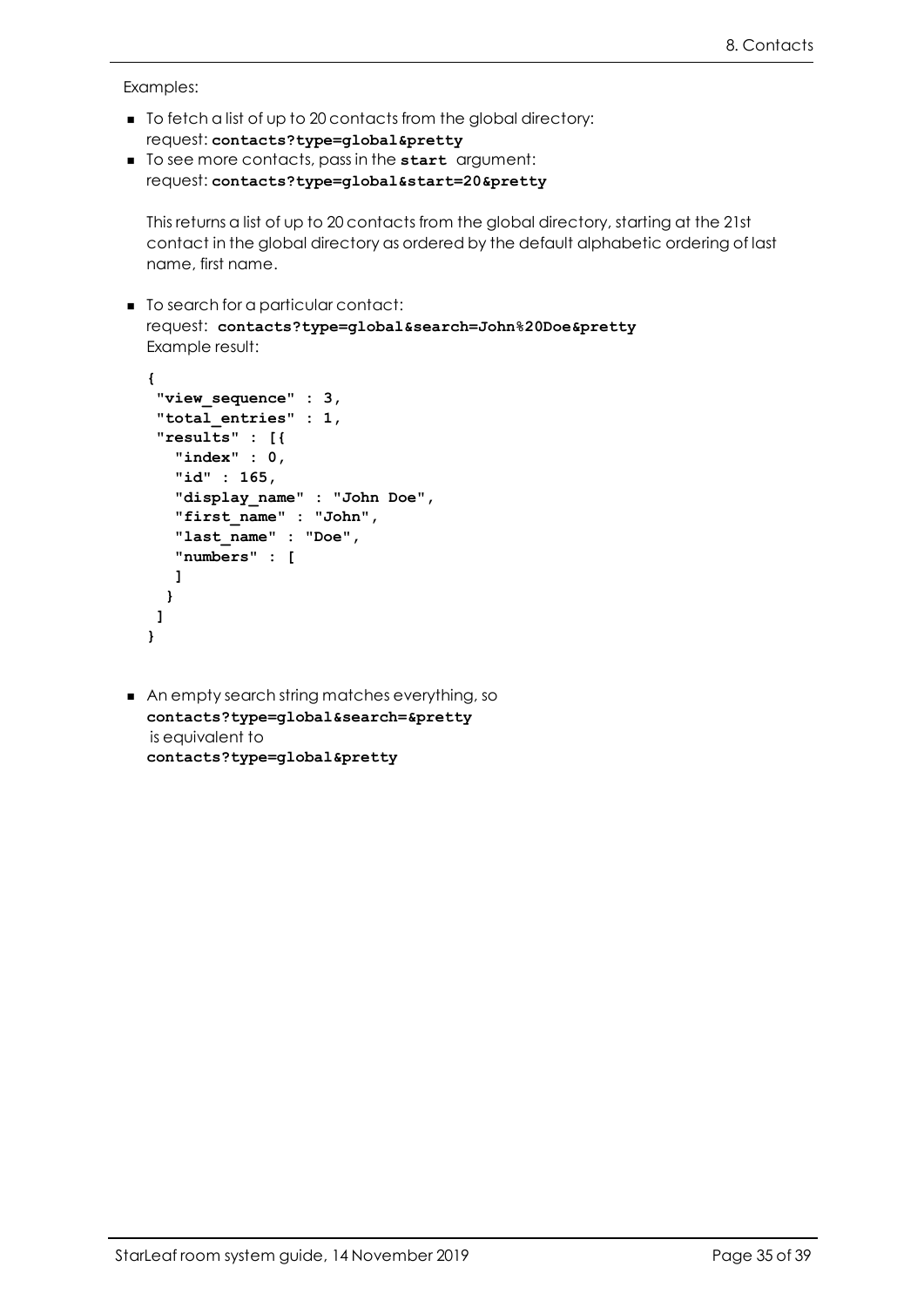Examples:

- To fetch a list of up to 20 contacts from the global directory:
  request: **contacts?type=global&pretty**
- To see more contacts, pass in the **start** argument:
  request: **contacts?type=global&start=20&pretty**

  This returns a list of up to 20 contacts from the global directory, starting at the 21st contact in the global directory as ordered by the default alphabetic ordering of last name, first name.

- To search for a particular contact:
  request: **contacts?type=global&search=John%20Doe&pretty**
  Example result:

```
{
 "view_sequence" : 3,
 "total_entries" : 1,
 "results" : [{
   "index" : 0,
   "id" : 165,
   "display_name" : "John Doe",
   "first_name" : "John",
   "last_name" : "Doe",
   "numbers" : [
   ]
  }
 ]
}
```

- An empty search string matches everything, so
  **contacts?type=global&search=&pretty**
  is equivalent to
  **contacts?type=global&pretty**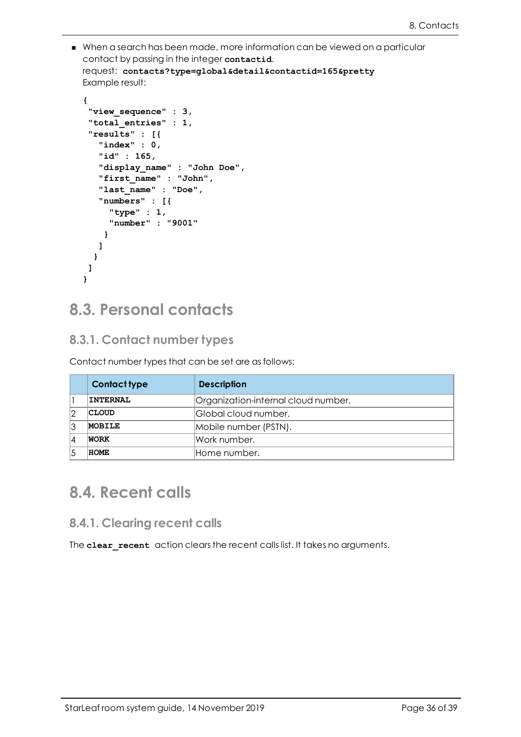- When a search has been made, more information can be viewed on a particular contact by passing in the integer **contactid**.
  request: **contacts?type=global&detail&contactid=165&pretty**
  Example result:

```
{
 "view_sequence" : 3,
 "total_entries" : 1,
 "results" : [{
   "index" : 0,
   "id" : 165,
   "display_name" : "John Doe",
   "first_name" : "John",
   "last_name" : "Doe",
   "numbers" : [{
     "type" : 1,
     "number" : "9001"
    }
   ]
  }
 ]
}
```

## 8.3. Personal contacts

### 8.3.1. Contact number types

Contact number types that can be set are as follows:

| | Contact type | Description |
|---|---|---|
| 1 | **INTERNAL** | Organization-internal cloud number. |
| 2 | **CLOUD** | Global cloud number. |
| 3 | **MOBILE** | Mobile number (PSTN). |
| 4 | **WORK** | Work number. |
| 5 | **HOME** | Home number. |

## 8.4. Recent calls

### 8.4.1. Clearing recent calls

The **clear_recent** action clears the recent calls list. It takes no arguments.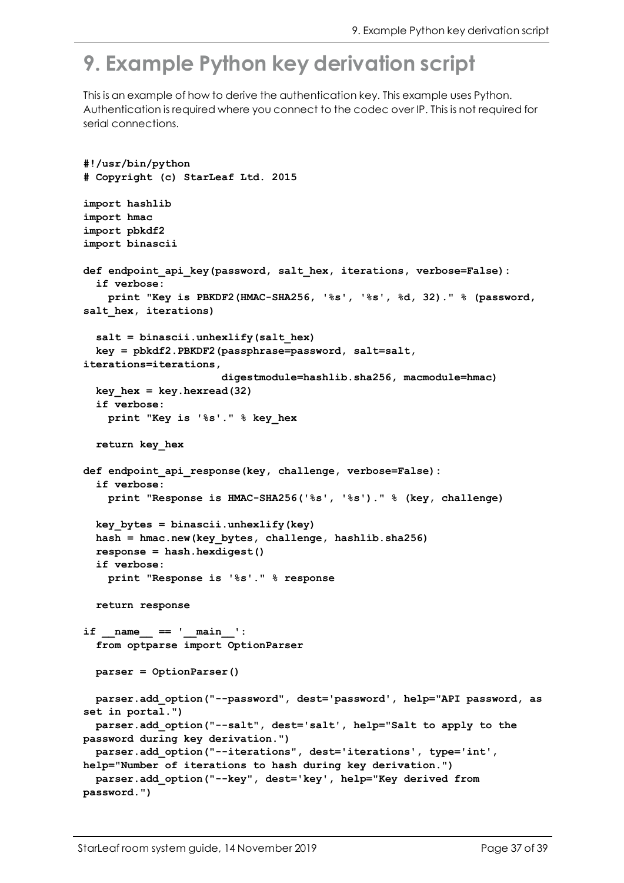# 9. Example Python key derivation script

This is an example of how to derive the authentication key. This example uses Python. Authentication is required where you connect to the codec over IP. This is not required for serial connections.

```
#!/usr/bin/python
# Copyright (c) StarLeaf Ltd. 2015

import hashlib
import hmac
import pbkdf2
import binascii

def endpoint_api_key(password, salt_hex, iterations, verbose=False):
  if verbose:
    print "Key is PBKDF2(HMAC-SHA256, '%s', '%s', %d, 32)." % (password,
salt_hex, iterations)

  salt = binascii.unhexlify(salt_hex)
  key = pbkdf2.PBKDF2(passphrase=password, salt=salt,
iterations=iterations,
                      digestmodule=hashlib.sha256, macmodule=hmac)
  key_hex = key.hexread(32)
  if verbose:
    print "Key is '%s'." % key_hex

  return key_hex

def endpoint_api_response(key, challenge, verbose=False):
  if verbose:
    print "Response is HMAC-SHA256('%s', '%s')." % (key, challenge)

  key_bytes = binascii.unhexlify(key)
  hash = hmac.new(key_bytes, challenge, hashlib.sha256)
  response = hash.hexdigest()
  if verbose:
    print "Response is '%s'." % response

  return response

if __name__ == '__main__':
  from optparse import OptionParser

  parser = OptionParser()

  parser.add_option("--password", dest='password', help="API password, as
set in portal.")
  parser.add_option("--salt", dest='salt', help="Salt to apply to the
password during key derivation.")
  parser.add_option("--iterations", dest='iterations', type='int',
help="Number of iterations to hash during key derivation.")
  parser.add_option("--key", dest='key', help="Key derived from
password.")
```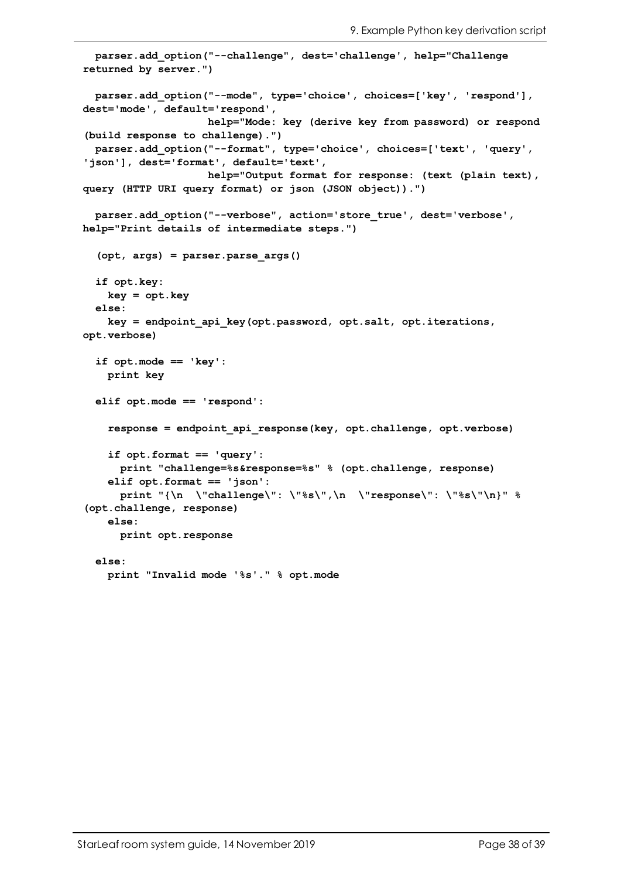```
  parser.add_option("--challenge", dest='challenge', help="Challenge returned by server.")

  parser.add_option("--mode", type='choice', choices=['key', 'respond'], dest='mode', default='respond',
                    help="Mode: key (derive key from password) or respond (build response to challenge).")
  parser.add_option("--format", type='choice', choices=['text', 'query', 'json'], dest='format', default='text',
                    help="Output format for response: (text (plain text), query (HTTP URI query format) or json (JSON object)).")

  parser.add_option("--verbose", action='store_true', dest='verbose', help="Print details of intermediate steps.")

   (opt, args) = parser.parse_args()

  if opt.key:
    key = opt.key
  else:
    key = endpoint_api_key(opt.password, opt.salt, opt.iterations, opt.verbose)

  if opt.mode == 'key':
    print key

  elif opt.mode == 'respond':

    response = endpoint_api_response(key, opt.challenge, opt.verbose)

    if opt.format == 'query':
      print "challenge=%s&response=%s" % (opt.challenge, response)
    elif opt.format == 'json':
      print "{\n  \"challenge\": \"%s\",\n  \"response\": \"%s\"\n}" % (opt.challenge, response)
    else:
      print opt.response

  else:
    print "Invalid mode '%s'." % opt.mode
```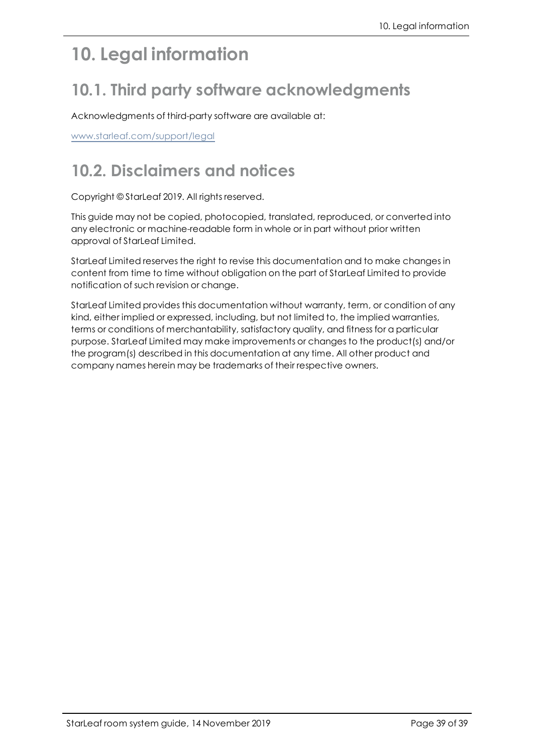# 10. Legal information

## 10.1. Third party software acknowledgments

Acknowledgments of third-party software are available at:

www.starleaf.com/support/legal

## 10.2. Disclaimers and notices

Copyright © StarLeaf 2019. All rights reserved.

This guide may not be copied, photocopied, translated, reproduced, or converted into any electronic or machine-readable form in whole or in part without prior written approval of StarLeaf Limited.

StarLeaf Limited reserves the right to revise this documentation and to make changes in content from time to time without obligation on the part of StarLeaf Limited to provide notification of such revision or change.

StarLeaf Limited provides this documentation without warranty, term, or condition of any kind, either implied or expressed, including, but not limited to, the implied warranties, terms or conditions of merchantability, satisfactory quality, and fitness for a particular purpose. StarLeaf Limited may make improvements or changes to the product(s) and/or the program(s) described in this documentation at any time. All other product and company names herein may be trademarks of their respective owners.